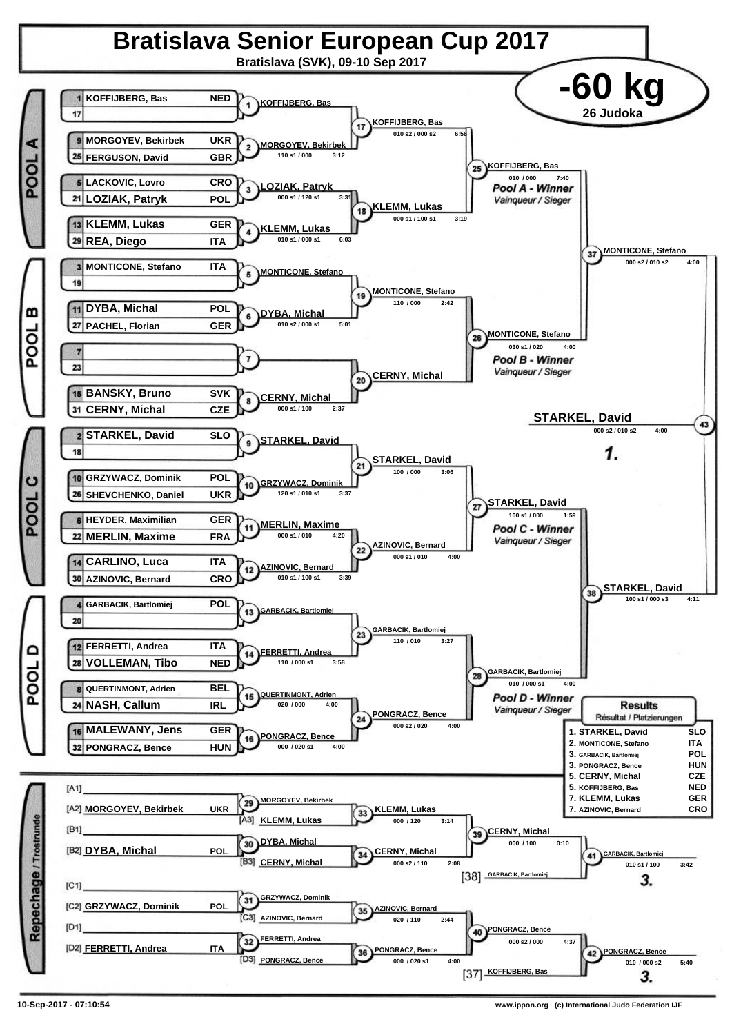# Bratislava Senior European Cup 2017

**Bratislava (SVK), 09-10 Sep 2017**

## -60 kg

**26 Judoka**

### POOL A

| Seed | Name | Country |
|---|---|---|
| 1 | KOFFIJBERG, Bas | NED |
| 17 | | |
| 9 | MORGOYEV, Bekirbek | UKR |
| 25 | FERGUSON, David | GBR |
| 5 | LACKOVIC, Lovro | CRO |
| 21 | LOZIAK, Patryk | POL |
| 13 | KLEMM, Lukas | GER |
| 29 | REA, Diego | ITA |

- Contest 1: KOFFIJBERG, Bas
- Contest 2: MORGOYEV, Bekirbek — 110 s1 / 000 — 3:12
- Contest 3: LOZIAK, Patryk — 000 s1 / 120 s1 — 3:31
- Contest 4: KLEMM, Lukas — 010 s1 / 000 s1 — 6:03
- Contest 17: KOFFIJBERG, Bas — 010 s2 / 000 s2 — 6:56
- Contest 18: KLEMM, Lukas — 000 s1 / 100 s1 — 3:19
- Contest 25: KOFFIJBERG, Bas — 010 / 000 — 7:40 — *Pool A - Winner / Vainqueur / Sieger*

### POOL B

| Seed | Name | Country |
|---|---|---|
| 3 | MONTICONE, Stefano | ITA |
| 19 | | |
| 11 | DYBA, Michal | POL |
| 27 | PACHEL, Florian | GER |
| 7 | | |
| 23 | | |
| 15 | BANSKY, Bruno | SVK |
| 31 | CERNY, Michal | CZE |

- Contest 5: MONTICONE, Stefano
- Contest 6: DYBA, Michal — 010 s2 / 000 s1 — 5:01
- Contest 7: —
- Contest 8: CERNY, Michal — 000 s1 / 100 — 2:37
- Contest 19: MONTICONE, Stefano — 110 / 000 — 2:42
- Contest 20: CERNY, Michal
- Contest 26: MONTICONE, Stefano — 030 s1 / 020 — 4:00 — *Pool B - Winner / Vainqueur / Sieger*

### POOL C

| Seed | Name | Country |
|---|---|---|
| 2 | STARKEL, David | SLO |
| 18 | | |
| 10 | GRZYWACZ, Dominik | POL |
| 26 | SHEVCHENKO, Daniel | UKR |
| 6 | HEYDER, Maximilian | GER |
| 22 | MERLIN, Maxime | FRA |
| 14 | CARLINO, Luca | ITA |
| 30 | AZINOVIC, Bernard | CRO |

- Contest 9: STARKEL, David
- Contest 10: GRZYWACZ, Dominik — 120 s1 / 010 s1 — 3:37
- Contest 11: MERLIN, Maxime — 000 s1 / 010 — 4:20
- Contest 12: AZINOVIC, Bernard — 010 s1 / 100 s1 — 3:39
- Contest 21: STARKEL, David — 100 / 000 — 3:06
- Contest 22: AZINOVIC, Bernard — 000 s1 / 010 — 4:00
- Contest 27: STARKEL, David — 100 s1 / 000 — 1:59 — *Pool C - Winner / Vainqueur / Sieger*

### POOL D

| Seed | Name | Country |
|---|---|---|
| 4 | GARBACIK, Bartlomiej | POL |
| 20 | | |
| 12 | FERRETTI, Andrea | ITA |
| 28 | VOLLEMAN, Tibo | NED |
| 8 | QUERTINMONT, Adrien | BEL |
| 24 | NASH, Callum | IRL |
| 16 | MALEWANY, Jens | GER |
| 32 | PONGRACZ, Bence | HUN |

- Contest 13: GARBACIK, Bartlomiej
- Contest 14: FERRETTI, Andrea — 110 / 000 s1 — 3:58
- Contest 15: QUERTINMONT, Adrien — 020 / 000 — 4:00
- Contest 16: PONGRACZ, Bence — 000 / 020 s1 — 4:00
- Contest 23: GARBACIK, Bartlomiej — 110 / 010 — 3:27
- Contest 24: PONGRACZ, Bence — 000 s2 / 020 — 4:00
- Contest 28: GARBACIK, Bartlomiej — 010 / 000 s1 — 4:00 — *Pool D - Winner / Vainqueur / Sieger*

### Semi-finals and Final

- Contest 37: MONTICONE, Stefano — 000 s2 / 010 s2 — 4:00
- Contest 38: STARKEL, David — 100 s1 / 000 s3 — 4:11
- Contest 43: **STARKEL, David** — 000 s2 / 010 s2 — 4:00 — **1.**

### Repechage / Trostrunde

- [A1] —
- [A2] MORGOYEV, Bekirbek (UKR)
- Contest 29: MORGOYEV, Bekirbek
- [A3] KLEMM, Lukas
- Contest 33: KLEMM, Lukas — 000 / 120 — 3:14
- [B1] —
- [B2] DYBA, Michal (POL)
- Contest 30: DYBA, Michal
- [B3] CERNY, Michal
- Contest 34: CERNY, Michal — 000 s2 / 110 — 2:08
- Contest 39: CERNY, Michal — 000 / 100 — 0:10
- [38] GARBACIK, Bartlomiej
- Contest 41: GARBACIK, Bartlomiej — 010 s1 / 100 — 3:42 — **3.**
- [C1] —
- [C2] GRZYWACZ, Dominik (POL)
- Contest 31: GRZYWACZ, Dominik
- [C3] AZINOVIC, Bernard
- Contest 35: AZINOVIC, Bernard — 020 / 110 — 2:44
- [D1] —
- [D2] FERRETTI, Andrea (ITA)
- Contest 32: FERRETTI, Andrea
- [D3] PONGRACZ, Bence
- Contest 36: PONGRACZ, Bence — 000 / 020 s1 — 4:00
- Contest 40: PONGRACZ, Bence — 000 s2 / 000 — 4:37
- [37] KOFFIJBERG, Bas
- Contest 42: PONGRACZ, Bence — 010 / 000 s2 — 5:40 — **3.**

### Results / Résultat / Platzierungen

| Place | Name | Country |
|---|---|---|
| 1. | STARKEL, David | SLO |
| 2. | MONTICONE, Stefano | ITA |
| 3. | GARBACIK, Bartlomiej | POL |
| 3. | PONGRACZ, Bence | HUN |
| 5. | CERNY, Michal | CZE |
| 5. | KOFFIJBERG, Bas | NED |
| 7. | KLEMM, Lukas | GER |
| 7. | AZINOVIC, Bernard | CRO |

10-Sep-2017 - 07:10:54

www.ippon.org (c) International Judo Federation IJF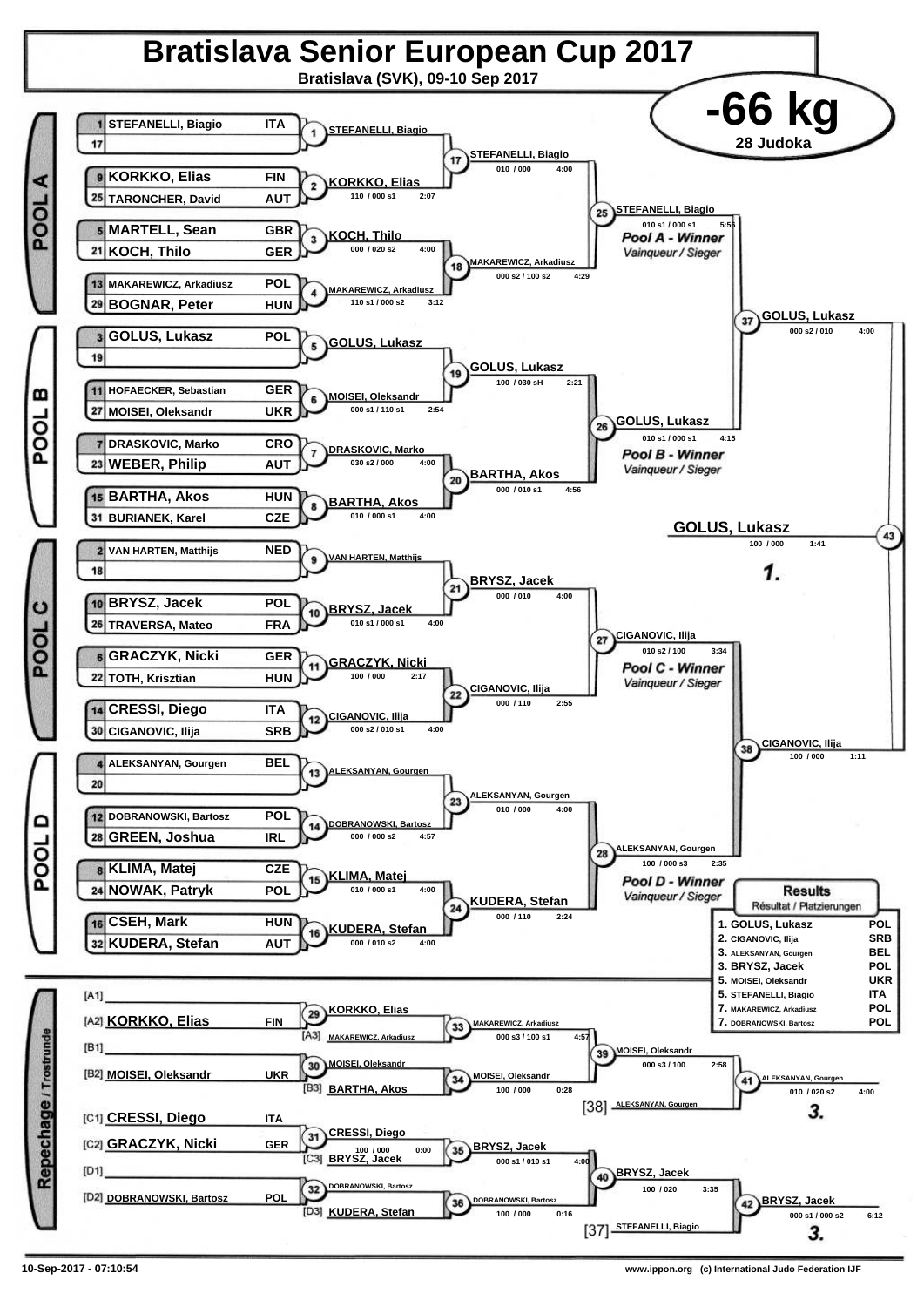# Bratislava Senior European Cup 2017

**Bratislava (SVK), 09-10 Sep 2017**

## -66 kg

**28 Judoka**

### POOL A

| Seed | Name | Country |
|---|---|---|
| 1 | STEFANELLI, Biagio | ITA |
| 17 | | |
| 9 | KORKKO, Elias | FIN |
| 25 | TARONCHER, David | AUT |
| 5 | MARTELL, Sean | GBR |
| 21 | KOCH, Thilo | GER |
| 13 | MAKAREWICZ, Arkadiusz | POL |
| 29 | BOGNAR, Peter | HUN |

- 1: STEFANELLI, Biagio
- 2: KORKKO, Elias — 110 / 000 s1 — 2:07
- 3: KOCH, Thilo — 000 / 020 s2 — 4:00
- 4: MAKAREWICZ, Arkadiusz — 110 s1 / 000 s2 — 3:12
- 17: STEFANELLI, Biagio — 010 / 000 — 4:00
- 18: MAKAREWICZ, Arkadiusz — 000 s2 / 100 s2 — 4:29
- 25: STEFANELLI, Biagio — 010 s1 / 000 s1 — 5:56

*Pool A - Winner* / Vainqueur / Sieger

### POOL B

| Seed | Name | Country |
|---|---|---|
| 3 | GOLUS, Lukasz | POL |
| 19 | | |
| 11 | HOFAECKER, Sebastian | GER |
| 27 | MOISEI, Oleksandr | UKR |
| 7 | DRASKOVIC, Marko | CRO |
| 23 | WEBER, Philip | AUT |
| 15 | BARTHA, Akos | HUN |
| 31 | BURIANEK, Karel | CZE |

- 5: GOLUS, Lukasz
- 6: MOISEI, Oleksandr — 000 s1 / 110 s1 — 2:54
- 7: DRASKOVIC, Marko — 030 s2 / 000 — 4:00
- 8: BARTHA, Akos — 010 / 000 s1 — 4:00
- 19: GOLUS, Lukasz — 100 / 030 sH — 2:21
- 20: BARTHA, Akos — 000 / 010 s1 — 4:56
- 26: GOLUS, Lukasz — 010 s1 / 000 s1 — 4:15

*Pool B - Winner* / Vainqueur / Sieger

### POOL C

| Seed | Name | Country |
|---|---|---|
| 2 | VAN HARTEN, Matthijs | NED |
| 18 | | |
| 10 | BRYSZ, Jacek | POL |
| 26 | TRAVERSA, Mateo | FRA |
| 6 | GRACZYK, Nicki | GER |
| 22 | TOTH, Krisztian | HUN |
| 14 | CRESSI, Diego | ITA |
| 30 | CIGANOVIC, Ilija | SRB |

- 9: VAN HARTEN, Matthijs
- 10: BRYSZ, Jacek — 010 s1 / 000 s1 — 4:00
- 11: GRACZYK, Nicki — 100 / 000 — 2:17
- 12: CIGANOVIC, Ilija — 000 s2 / 010 s1 — 4:00
- 21: BRYSZ, Jacek — 000 / 010 — 4:00
- 22: CIGANOVIC, Ilija — 000 / 110 — 2:55
- 27: CIGANOVIC, Ilija — 010 s2 / 100 — 3:34

*Pool C - Winner* / Vainqueur / Sieger

### POOL D

| Seed | Name | Country |
|---|---|---|
| 4 | ALEKSANYAN, Gourgen | BEL |
| 20 | | |
| 12 | DOBRANOWSKI, Bartosz | POL |
| 28 | GREEN, Joshua | IRL |
| 8 | KLIMA, Matej | CZE |
| 24 | NOWAK, Patryk | POL |
| 16 | CSEH, Mark | HUN |
| 32 | KUDERA, Stefan | AUT |

- 13: ALEKSANYAN, Gourgen
- 14: DOBRANOWSKI, Bartosz — 000 / 000 s2 — 4:57
- 15: KLIMA, Matej — 010 / 000 s1 — 4:00
- 16: KUDERA, Stefan — 000 / 010 s2 — 4:00
- 23: ALEKSANYAN, Gourgen — 010 / 000 — 4:00
- 24: KUDERA, Stefan — 000 / 110 — 2:24
- 28: ALEKSANYAN, Gourgen — 100 / 000 s3 — 2:35

*Pool D - Winner* / Vainqueur / Sieger

### Semi-finals and Final

- 37: GOLUS, Lukasz — 000 s2 / 010 — 4:00
- 38: CIGANOVIC, Ilija — 100 / 000 — 1:11
- 43: GOLUS, Lukasz — 100 / 000 — 1:41 — **1.**

### Repechage / Trostrunde

- [A1]
- [A2] KORKKO, Elias — FIN
- [A3] MAKAREWICZ, Arkadiusz
- [B1]
- [B2] MOISEI, Oleksandr — UKR
- [B3] BARTHA, Akos
- [C1] CRESSI, Diego — ITA
- [C2] GRACZYK, Nicki — GER
- [C3] BRYSZ, Jacek
- [D1]
- [D2] DOBRANOWSKI, Bartosz — POL
- [D3] KUDERA, Stefan

- 29: KORKKO, Elias
- 30: MOISEI, Oleksandr
- 31: CRESSI, Diego — 100 / 000 — 0:00
- 32: DOBRANOWSKI, Bartosz
- 33: MAKAREWICZ, Arkadiusz — 000 s3 / 100 s1 — 4:57
- 34: MOISEI, Oleksandr — 100 / 000 — 0:28
- 35: BRYSZ, Jacek — 000 s1 / 010 s1 — 4:00
- 36: DOBRANOWSKI, Bartosz — 100 / 000 — 0:16
- 39: MOISEI, Oleksandr — 000 s3 / 100 — 2:58
- 40: BRYSZ, Jacek — 100 / 020 — 3:35
- [38] ALEKSANYAN, Gourgen
- [37] STEFANELLI, Biagio
- 41: ALEKSANYAN, Gourgen — 010 / 020 s2 — 4:00 — **3.**
- 42: BRYSZ, Jacek — 000 s1 / 000 s2 — 6:12 — **3.**

### Results / Résultat / Platzierungen

| Place | Name | Country |
|---|---|---|
| 1. | GOLUS, Lukasz | POL |
| 2. | CIGANOVIC, Ilija | SRB |
| 3. | ALEKSANYAN, Gourgen | BEL |
| 3. | BRYSZ, Jacek | POL |
| 5. | MOISEI, Oleksandr | UKR |
| 5. | STEFANELLI, Biagio | ITA |
| 7. | MAKAREWICZ, Arkadiusz | POL |
| 7. | DOBRANOWSKI, Bartosz | POL |

10-Sep-2017 - 07:10:54 — www.ippon.org (c) International Judo Federation IJF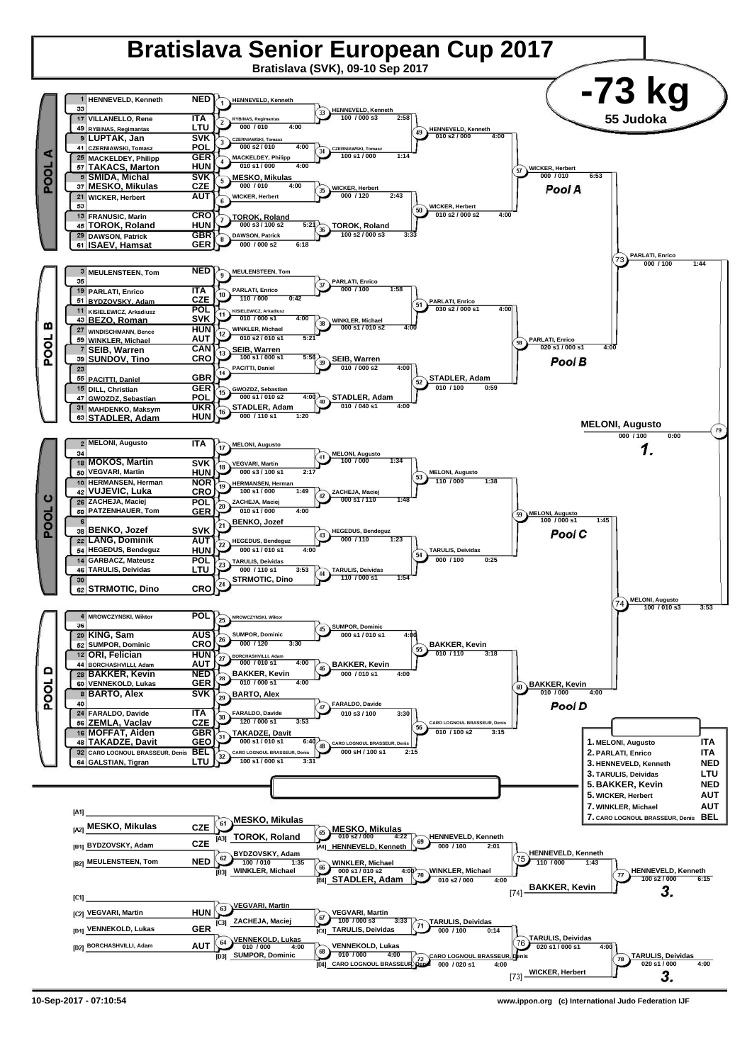# Bratislava Senior European Cup 2017

**Bratislava (SVK), 09-10 Sep 2017**

## -73 kg

**55 Judoka**

### POOL A

| Seed | Name | Nation |
|---|---|---|
| 1 | HENNEVELD, Kenneth | NED |
| 33 | | |
| 17 | VILLANELLO, Rene | ITA |
| 49 | RYBINAS, Regimantas | LTU |
| 9 | LUPTAK, Jan | SVK |
| 41 | CZERNIAWSKI, Tomasz | POL |
| 25 | MACKELDEY, Philipp | GER |
| 57 | TAKACS, Marton | HUN |
| 5 | SMIDA, Michal | SVK |
| 37 | MESKO, Mikulas | CZE |
| 21 | WICKER, Herbert | AUT |
| 53 | | |
| 13 | FRANUSIC, Marin | CRO |
| 45 | TOROK, Roland | HUN |
| 29 | DAWSON, Patrick | GBR |
| 61 | ISAEV, Hamsat | GER |

- (1) HENNEVELD, Kenneth
- (2) RYBINAS, Regimantas — 000 / 010 — 4:00
- (3) CZERNIAWSKI, Tomasz — 000 s2 / 010 — 4:00
- (4) MACKELDEY, Philipp — 010 s1 / 000 — 4:00
- (5) MESKO, Mikulas — 000 / 010 — 4:00
- (6) WICKER, Herbert
- (7) TOROK, Roland — 000 s3 / 100 s2 — 5:21
- (8) DAWSON, Patrick — 000 / 000 s2 — 6:18
- (33) HENNEVELD, Kenneth — 100 / 000 s3 — 2:58
- (34) CZERNIAWSKI, Tomasz — 100 s1 / 000 — 1:14
- (35) WICKER, Herbert — 000 / 120 — 2:43
- (36) TOROK, Roland — 100 s2 / 000 s3 — 3:33
- (49) HENNEVELD, Kenneth — 010 s2 / 000 — 4:00
- (50) WICKER, Herbert — 010 s2 / 000 s2 — 4:00
- (57) WICKER, Herbert — 000 / 010 — 6:53

**Pool A**

### POOL B

| Seed | Name | Nation |
|---|---|---|
| 3 | MEULENSTEEN, Tom | NED |
| 35 | | |
| 19 | PARLATI, Enrico | ITA |
| 51 | BYDZOVSKY, Adam | CZE |
| 11 | KISIELEWICZ, Arkadiusz | POL |
| 43 | BEZO, Roman | SVK |
| 27 | WINDISCHMANN, Bence | HUN |
| 59 | WINKLER, Michael | AUT |
| 7 | SEIB, Warren | CAN |
| 39 | SUNDOV, Tino | CRO |
| 23 | | |
| 55 | PACITTI, Daniel | GBR |
| 15 | DILL, Christian | GER |
| 47 | GWOZDZ, Sebastian | POL |
| 31 | MAHDENKO, Maksym | UKR |
| 63 | STADLER, Adam | HUN |

- (9) MEULENSTEEN, Tom
- (10) PARLATI, Enrico — 110 / 000 — 0:42
- (11) KISIELEWICZ, Arkadiusz — 010 / 000 s1 — 4:00
- (12) WINKLER, Michael — 010 s2 / 010 s1 — 5:21
- (13) SEIB, Warren — 100 s1 / 000 s1 — 5:56
- (14) PACITTI, Daniel
- (15) GWOZDZ, Sebastian — 000 s1 / 010 s2 — 4:00
- (16) STADLER, Adam — 000 / 110 s1 — 1:20
- (37) PARLATI, Enrico — 000 / 100 — 1:58
- (38) WINKLER, Michael — 000 s1 / 010 s2 — 4:00
- (39) SEIB, Warren — 010 / 000 s2 — 4:00
- (40) STADLER, Adam — 010 / 040 s1 — 4:00
- (51) PARLATI, Enrico — 030 s2 / 000 s1 — 4:00
- (52) STADLER, Adam — 010 / 100 — 0:59
- (58) PARLATI, Enrico — 020 s1 / 000 s1 — 4:00

**Pool B**

- (73) PARLATI, Enrico — 000 / 100 — 1:44

### POOL C

| Seed | Name | Nation |
|---|---|---|
| 2 | MELONI, Augusto | ITA |
| 34 | | |
| 18 | MOKOS, Martin | SVK |
| 50 | VEGVARI, Martin | HUN |
| 10 | HERMANSEN, Herman | NOR |
| 42 | VUJEVIC, Luka | CRO |
| 26 | ZACHEJA, Maciej | POL |
| 58 | PATZENHAUER, Tom | GER |
| 6 | | |
| 38 | BENKO, Jozef | SVK |
| 22 | LANG, Dominik | AUT |
| 54 | HEGEDUS, Bendeguz | HUN |
| 14 | GARBACZ, Mateusz | POL |
| 46 | TARULIS, Deividas | LTU |
| 30 | | |
| 62 | STRMOTIC, Dino | CRO |

- (17) MELONI, Augusto
- (18) VEGVARI, Martin — 000 s3 / 100 s1 — 2:17
- (19) HERMANSEN, Herman — 100 s1 / 000 — 1:49
- (20) ZACHEJA, Maciej — 010 s1 / 000 — 4:00
- (21) BENKO, Jozef
- (22) HEGEDUS, Bendeguz — 000 s1 / 010 s1 — 4:00
- (23) TARULIS, Deividas — 000 / 110 s1 — 3:53
- (24) STRMOTIC, Dino
- (41) MELONI, Augusto — 100 / 000 — 1:34
- (42) ZACHEJA, Maciej — 000 s1 / 110 — 1:48
- (43) HEGEDUS, Bendeguz — 000 / 110 — 1:23
- (44) TARULIS, Deividas — 110 / 000 s1 — 1:54
- (53) MELONI, Augusto — 110 / 000 — 1:38
- (54) TARULIS, Deividas — 000 / 100 — 0:25
- (59) MELONI, Augusto — 100 / 000 s1 — 1:45

**Pool C**

- (74) MELONI, Augusto — 100 / 010 s3 — 3:53

### Final

- (79) MELONI, Augusto — 000 / 100 — 0:00 — **1.**

### POOL D

| Seed | Name | Nation |
|---|---|---|
| 4 | MROWCZYNSKI, Wiktor | POL |
| 36 | | |
| 20 | KING, Sam | AUS |
| 52 | SUMPOR, Dominic | CRO |
| 12 | ORI, Felician | HUN |
| 44 | BORCHASHVILLI, Adam | AUT |
| 28 | BAKKER, Kevin | NED |
| 60 | VENNEKOLD, Lukas | GER |
| 8 | BARTO, Alex | SVK |
| 40 | | |
| 24 | FARALDO, Davide | ITA |
| 56 | ZEMLA, Vaclav | CZE |
| 16 | MOFFAT, Aiden | GBR |
| 48 | TAKADZE, Davit | GEO |
| 32 | CARO LOGNOUL BRASSEUR, Denis | BEL |
| 64 | GALSTIAN, Tigran | LTU |

- (25) MROWCZYNSKI, Wiktor
- (26) SUMPOR, Dominic — 000 / 120 — 3:30
- (27) BORCHASHVILLI, Adam — 000 / 010 s1 — 4:00
- (28) BAKKER, Kevin — 010 / 000 s1 — 4:00
- (29) BARTO, Alex
- (30) FARALDO, Davide — 120 / 000 s1 — 3:53
- (31) TAKADZE, Davit — 000 s1 / 010 s1 — 6:40
- (32) CARO LOGNOUL BRASSEUR, Denis — 100 s1 / 000 s1 — 3:31
- (45) SUMPOR, Dominic — 000 s1 / 010 s1 — 4:00
- (46) BAKKER, Kevin — 000 / 010 s1 — 4:00
- (47) FARALDO, Davide — 010 s3 / 100 — 3:30
- (48) CARO LOGNOUL BRASSEUR, Denis — 000 sH / 100 s1 — 2:15
- (55) BAKKER, Kevin — 010 / 110 — 3:18
- (56) CARO LOGNOUL BRASSEUR, Denis — 010 / 100 s2 — 3:15
- (60) BAKKER, Kevin — 010 / 000 — 4:00

**Pool D**

### Final Ranking

| Place | Name | Nation |
|---|---|---|
| 1. | MELONI, Augusto | ITA |
| 2. | PARLATI, Enrico | ITA |
| 3. | HENNEVELD, Kenneth | NED |
| 3. | TARULIS, Deividas | LTU |
| 5. | BAKKER, Kevin | NED |
| 5. | WICKER, Herbert | AUT |
| 7. | WINKLER, Michael | AUT |
| 7. | CARO LOGNOUL BRASSEUR, Denis | BEL |

### Repechage

| Pos | Name | Nation |
|---|---|---|
| [A1] | | |
| [A2] | MESKO, Mikulas | CZE |
| [B1] | BYDZOVSKY, Adam | CZE |
| [B2] | MEULENSTEEN, Tom | NED |
| [C1] | | |
| [C2] | VEGVARI, Martin | HUN |
| [D1] | VENNEKOLD, Lukas | GER |
| [D2] | BORCHASHVILLI, Adam | AUT |

- (61) MESKO, Mikulas
- [A3] TOROK, Roland
- (65) MESKO, Mikulas — 010 s2 / 000 — 4:22
- [A4] HENNEVELD, Kenneth
- (69) HENNEVELD, Kenneth — 000 / 100 — 2:01
- (62) BYDZOVSKY, Adam — 100 / 010 — 1:35
- [B3] WINKLER, Michael
- (66) WINKLER, Michael — 000 s1 / 010 s2 — 4:00
- [B4] STADLER, Adam
- (70) WINKLER, Michael — 010 s2 / 000 — 4:00
- (75) HENNEVELD, Kenneth — 110 / 000 — 1:43
- [74] BAKKER, Kevin
- (77) HENNEVELD, Kenneth — 100 s2 / 000 — 6:15 — **3.**
- (63) VEGVARI, Martin
- [C3] ZACHEJA, Maciej
- (67) VEGVARI, Martin — 100 / 000 s3 — 3:33
- [C4] TARULIS, Deividas
- (71) TARULIS, Deividas — 000 / 100 — 0:14
- (64) VENNEKOLD, Lukas — 010 / 000 — 4:00
- [D3] SUMPOR, Dominic
- (68) VENNEKOLD, Lukas — 010 / 000 — 4:00
- [D4] CARO LOGNOUL BRASSEUR, Denis
- (72) CARO LOGNOUL BRASSEUR, Denis — 000 / 020 s1 — 4:00
- (76) TARULIS, Deividas — 020 s1 / 000 s1 — 4:00
- [73] WICKER, Herbert
- (78) TARULIS, Deividas — 020 s1 / 000 — 4:00 — **3.**

10-Sep-2017 - 07:10:54

www.ippon.org (c) International Judo Federation IJF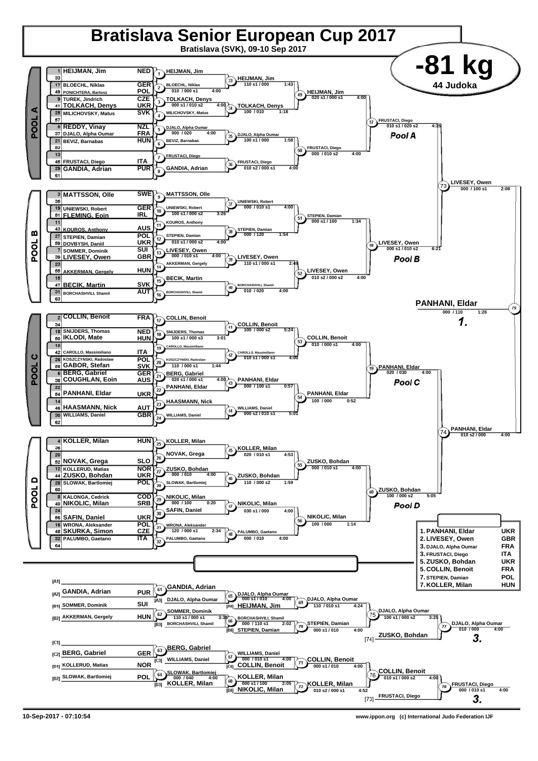# Bratislava Senior European Cup 2017

**Bratislava (SVK), 09-10 Sep 2017**

## -81 kg

**44 Judoka**

## POOL A

| No. | Name | Nation |
|---|---|---|
| 1 | HEIJMAN, Jim | NED |
| 33 | | |
| 17 | BLOECHL, Niklas | GER |
| 49 | PONICHTERA, Bartosz | POL |
| 9 | TUREK, Jindrich | CZE |
| 41 | TOLKACH, Denys | UKR |
| 25 | MILICHOVSKY, Matus | SVK |
| 57 | | |
| 5 | REDDY, Vinay | NZL |
| 37 | DJALO, Alpha Oumar | FRA |
| 21 | BEVIZ, Barnabas | HUN |
| 53 | | |
| 13 | | |
| 45 | FRUSTACI, Diego | ITA |
| 29 | GANDIA, Adrian | PUR |
| 61 | | |

- 1: HEIJMAN, Jim
- 2: BLOECHL, Niklas — 010 / 000 s1 — 4:00
- 3: TOLKACH, Denys — 000 s1 / 010 s2 — 4:00
- 4: MILICHOVSKY, Matus
- 5: DJALO, Alpha Oumar — 000 / 020 — 4:00
- 6: BEVIZ, Barnabas
- 7: FRUSTACI, Diego
- 8: GANDIA, Adrian
- 33: HEIJMAN, Jim — 110 s1 / 000 — 1:43
- 34: TOLKACH, Denys — 100 / 010 — 1:18
- 35: DJALO, Alpha Oumar — 100 s1 / 000 — 1:58
- 36: FRUSTACI, Diego — 010 s2 / 000 s1 — 4:00
- 49: HEIJMAN, Jim — 020 s1 / 000 s1 — 4:00
- 50: FRUSTACI, Diego — 000 / 010 s2 — 4:00
- 57: FRUSTACI, Diego — 010 s1 / 020 s2 — 4:35 — **Pool A**

## POOL B

| No. | Name | Nation |
|---|---|---|
| 3 | MATTSSON, Olle | SWE |
| 35 | | |
| 19 | UNIEWSKI, Robert | GER |
| 51 | FLEMING, Eoin | IRL |
| 11 | | |
| 43 | KOUROS, Anthony | AUS |
| 27 | STEPIEN, Damian | POL |
| 59 | DOVBYSH, Daniil | UKR |
| 7 | SOMMER, Dominik | SUI |
| 39 | LIVESEY, Owen | GBR |
| 23 | | |
| 55 | AKKERMAN, Gergely | HUN |
| 15 | | |
| 47 | BECIK, Martin | SVK |
| 31 | BORCHASHVILI, Shamil | AUT |
| 63 | | |

- 9: MATTSSON, Olle
- 10: UNIEWSKI, Robert — 100 s1 / 000 s2 — 3:26
- 11: KOUROS, Anthony
- 12: STEPIEN, Damian — 010 s1 / 000 s2 — 4:00
- 13: LIVESEY, Owen — 000 / 010 s1 — 4:00
- 14: AKKERMAN, Gergely
- 15: BECIK, Martin
- 16: BORCHASHVILI, Shamil
- 37: UNIEWSKI, Robert — 000 / 010 s1 — 4:00
- 38: STEPIEN, Damian — 000 / 120 — 1:54
- 39: LIVESEY, Owen — 110 s1 / 000 s1 — 2:49
- 40: BORCHASHVILI, Shamil — 010 / 020 — 4:00
- 51: STEPIEN, Damian — 000 s1 / 100 — 1:34
- 52: LIVESEY, Owen — 010 s2 / 000 s2 — 4:00
- 58: LIVESEY, Owen — 000 s1 / 010 s2 — 6:21 — **Pool B**

## POOL C

| No. | Name | Nation |
|---|---|---|
| 2 | COLLIN, Benoit | FRA |
| 34 | | |
| 18 | SNIJDERS, Thomas | NED |
| 50 | IKLODI, Mate | HUN |
| 10 | | |
| 42 | CAROLLO, Massimiliano | ITA |
| 26 | KOSZCZYNSKI, Radoslaw | POL |
| 58 | GABOR, Stefan | SVK |
| 6 | BERG, Gabriel | GER |
| 38 | COUGHLAN, Eoin | AUS |
| 22 | | |
| 54 | PANHANI, Eldar | UKR |
| 14 | | |
| 46 | HAASMANN, Nick | AUT |
| 30 | WILLIAMS, Daniel | GBR |
| 62 | | |

- 17: COLLIN, Benoit
- 18: SNIJDERS, Thomas — 100 s1 / 000 s3 — 3:01
- 19: CAROLLO, Massimiliano
- 20: KOSZCZYNSKI, Radoslaw — 110 / 000 s1 — 1:44
- 21: BERG, Gabriel — 020 s1 / 000 s1 — 4:00
- 22: PANHANI, Eldar
- 23: HAASMANN, Nick
- 24: WILLIAMS, Daniel
- 41: COLLIN, Benoit — 100 / 000 s2 — 5:24
- 42: CAROLLO, Massimiliano — 010 s1 / 000 s1 — 4:00
- 43: PANHANI, Eldar — 000 / 100 s1 — 0:57
- 44: WILLIAMS, Daniel — 000 s2 / 010 s1 — 5:01
- 53: COLLIN, Benoit — 010 / 000 s1 — 4:00
- 54: PANHANI, Eldar — 100 / 000 — 0:52
- 59: PANHANI, Eldar — 020 / 030 — 4:00 — **Pool C**

## POOL D

| No. | Name | Nation |
|---|---|---|
| 4 | KOLLER, Milan | HUN |
| 36 | | |
| 20 | | |
| 52 | NOVAK, Grega | SLO |
| 12 | KOLLERUD, Matias | NOR |
| 44 | ZUSKO, Bohdan | UKR |
| 28 | SLOWAK, Bartlomiej | POL |
| 60 | | |
| 8 | KALONGA, Cedrick | COD |
| 40 | NIKOLIC, Milan | SRB |
| 24 | | |
| 56 | SAFIN, Daniel | UKR |
| 16 | WRONA, Aleksander | POL |
| 48 | SKURKA, Simon | CZE |
| 32 | PALUMBO, Gaetano | ITA |
| 64 | | |

- 25: KOLLER, Milan
- 26: NOVAK, Grega
- 27: ZUSKO, Bohdan — 000 / 010 — 4:00
- 28: SLOWAK, Bartlomiej
- 29: NIKOLIC, Milan — 000 / 100 — 0:20
- 30: SAFIN, Daniel
- 31: WRONA, Aleksander — 120 / 000 s1 — 2:34
- 32: PALUMBO, Gaetano
- 45: KOLLER, Milan — 020 / 010 s1 — 4:53
- 46: ZUSKO, Bohdan — 110 / 000 s2 — 1:59
- 47: NIKOLIC, Milan — 030 s1 / 000 — 4:00
- 48: PALUMBO, Gaetano — 000 / 010 — 4:00
- 55: ZUSKO, Bohdan — 000 / 010 s1 — 4:00
- 56: NIKOLIC, Milan — 100 / 000 — 1:14
- 60: ZUSKO, Bohdan — 100 / 000 s2 — 5:05 — **Pool D**

## Final Block

- 73: LIVESEY, Owen — 000 / 100 s1 — 2:08
- 74: PANHANI, Eldar — 010 s2 / 000 — 4:00
- 79: **PANHANI, Eldar** — 000 / 110 — 1:26 — **1.**

## Repechage

| Pos. | Name | Nation |
|---|---|---|
| [A1] | | |
| [A2] | GANDIA, Adrian | PUR |
| [B1] | SOMMER, Dominik | SUI |
| [B2] | AKKERMAN, Gergely | HUN |
| [C1] | | |
| [C2] | BERG, Gabriel | GER |
| [D1] | KOLLERUD, Matias | NOR |
| [D2] | SLOWAK, Bartlomiej | POL |

- 61: GANDIA, Adrian
- 62: SOMMER, Dominik — 110 s1 / 000 s1 — 3:38
- 63: BERG, Gabriel
- 64: SLOWAK, Bartlomiej — 000 / 040 — 4:00
- 65: DJALO, Alpha Oumar [A3] — 000 s1 / 010 — 4:00 (vs [A4] HEIJMAN, Jim)
- 66: BORCHASHVILI, Shamil [B3] — 000 / 110 s1 — 2:02 (vs [B4] STEPIEN, Damian)
- 67: WILLIAMS, Daniel [C3] — 000 / 010 s1 — 4:00 (vs [C4] COLLIN, Benoit)
- 68: KOLLER, Milan [D3] — 000 s1 / 100 — 2:05 (vs [D4] NIKOLIC, Milan)
- 69: DJALO, Alpha Oumar — 110 / 010 s1 — 4:24
- 70: STEPIEN, Damian — 000 s1 / 010 — 4:00
- 71: COLLIN, Benoit — 000 s1 / 010 — 4:00
- 72: KOLLER, Milan — 010 s2 / 000 s1 — 4:52
- 75: DJALO, Alpha Oumar — 100 s1 / 000 s2 — 3:25
- 76: COLLIN, Benoit — 010 s1 / 000 s2 — 4:00
- 77: DJALO, Alpha Oumar — 010 / 000 — 4:00 (vs [74] ZUSKO, Bohdan) — **3.**
- 78: FRUSTACI, Diego — 000 / 010 s1 — 4:00 (vs [73] FRUSTACI, Diego) — **3.**

## Final Ranking

| Rank | Name | Nation |
|---|---|---|
| 1. | PANHANI, Eldar | UKR |
| 2. | LIVESEY, Owen | GBR |
| 3. | DJALO, Alpha Oumar | FRA |
| 3. | FRUSTACI, Diego | ITA |
| 5. | ZUSKO, Bohdan | UKR |
| 5. | COLLIN, Benoit | FRA |
| 7. | STEPIEN, Damian | POL |
| 7. | KOLLER, Milan | HUN |

10-Sep-2017 - 07:10:54 — www.ippon.org (c) International Judo Federation IJF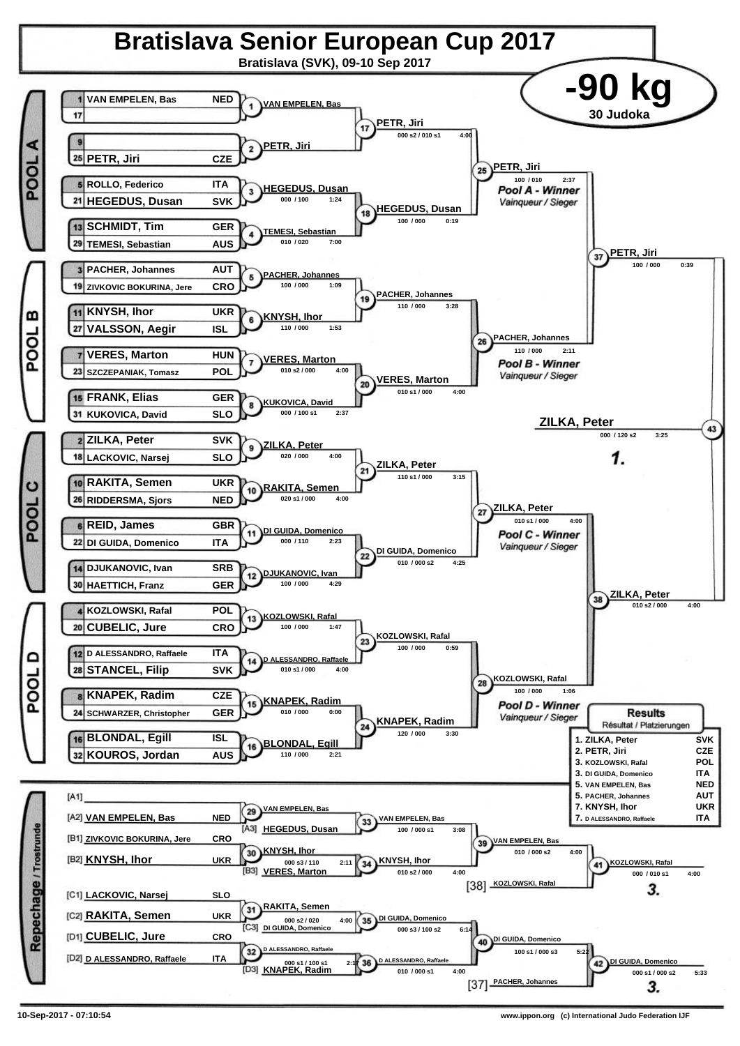# Bratislava Senior European Cup 2017

**Bratislava (SVK), 09-10 Sep 2017**

## -90 kg

**30 Judoka**

### POOL A

| Seed | Name | Nation |
|---|---|---|
| 1 | VAN EMPELEN, Bas | NED |
| 17 | | |
| 9 | | |
| 25 | PETR, Jiri | CZE |
| 5 | ROLLO, Federico | ITA |
| 21 | HEGEDUS, Dusan | SVK |
| 13 | SCHMIDT, Tim | GER |
| 29 | TEMESI, Sebastian | AUS |

- (1) VAN EMPELEN, Bas
- (2) PETR, Jiri
- (3) HEGEDUS, Dusan — 000 / 100 — 1:24
- (4) TEMESI, Sebastian — 010 / 020 — 7:00
- (17) PETR, Jiri — 000 s2 / 010 s1 — 4:00
- (18) HEGEDUS, Dusan — 100 / 000 — 0:19
- (25) PETR, Jiri — 100 / 010 — 2:37 — *Pool A - Winner / Vainqueur / Sieger*

### POOL B

| Seed | Name | Nation |
|---|---|---|
| 3 | PACHER, Johannes | AUT |
| 19 | ZIVKOVIC BOKURINA, Jere | CRO |
| 11 | KNYSH, Ihor | UKR |
| 27 | VALSSON, Aegir | ISL |
| 7 | VERES, Marton | HUN |
| 23 | SZCZEPANIAK, Tomasz | POL |
| 15 | FRANK, Elias | GER |
| 31 | KUKOVICA, David | SLO |

- (5) PACHER, Johannes — 100 / 000 — 1:09
- (6) KNYSH, Ihor — 110 / 000 — 1:53
- (7) VERES, Marton — 010 s2 / 000 — 4:00
- (8) KUKOVICA, David — 000 / 100 s1 — 2:37
- (19) PACHER, Johannes — 110 / 000 — 3:28
- (20) VERES, Marton — 010 s1 / 000 — 4:00
- (26) PACHER, Johannes — 110 / 000 — 2:11 — *Pool B - Winner / Vainqueur / Sieger*

### POOL C

| Seed | Name | Nation |
|---|---|---|
| 2 | ZILKA, Peter | SVK |
| 18 | LACKOVIC, Narsej | SLO |
| 10 | RAKITA, Semen | UKR |
| 26 | RIDDERSMA, Sjors | NED |
| 6 | REID, James | GBR |
| 22 | DI GUIDA, Domenico | ITA |
| 14 | DJUKANOVIC, Ivan | SRB |
| 30 | HAETTICH, Franz | GER |

- (9) ZILKA, Peter — 020 / 000 — 4:00
- (10) RAKITA, Semen — 020 s1 / 000 — 4:00
- (11) DI GUIDA, Domenico — 000 / 110 — 2:23
- (12) DJUKANOVIC, Ivan — 100 / 000 — 4:29
- (21) ZILKA, Peter — 110 s1 / 000 — 3:15
- (22) DI GUIDA, Domenico — 010 / 000 s2 — 4:25
- (27) ZILKA, Peter — 010 s1 / 000 — 4:00 — *Pool C - Winner / Vainqueur / Sieger*

### POOL D

| Seed | Name | Nation |
|---|---|---|
| 4 | KOZLOWSKI, Rafal | POL |
| 20 | CUBELIC, Jure | CRO |
| 12 | D ALESSANDRO, Raffaele | ITA |
| 28 | STANCEL, Filip | SVK |
| 8 | KNAPEK, Radim | CZE |
| 24 | SCHWARZER, Christopher | GER |
| 16 | BLONDAL, Egill | ISL |
| 32 | KOUROS, Jordan | AUS |

- (13) KOZLOWSKI, Rafal — 100 / 000 — 1:47
- (14) D ALESSANDRO, Raffaele — 010 s1 / 000 — 4:00
- (15) KNAPEK, Radim — 010 / 000 — 0:00
- (16) BLONDAL, Egill — 110 / 000 — 2:21
- (23) KOZLOWSKI, Rafal — 100 / 000 — 0:59
- (24) KNAPEK, Radim — 120 / 000 — 3:30
- (28) KOZLOWSKI, Rafal — 100 / 000 — 1:06 — *Pool D - Winner / Vainqueur / Sieger*

### Semi-finals and Final

- (37) PETR, Jiri — 100 / 000 — 0:39
- (38) ZILKA, Peter — 010 s2 / 000 — 4:00
- (43) ZILKA, Peter — 000 / 120 s2 — 3:25 — **1.**

### Repechage / Trostrunde

- [A1] —
- [A2] VAN EMPELEN, Bas — NED
- [B1] ZIVKOVIC BOKURINA, Jere — CRO
- [B2] KNYSH, Ihor — UKR
- [C1] LACKOVIC, Narsej — SLO
- [C2] RAKITA, Semen — UKR
- [D1] CUBELIC, Jure — CRO
- [D2] D ALESSANDRO, Raffaele — ITA

- (29) VAN EMPELEN, Bas
- (30) KNYSH, Ihor — 000 s3 / 110 — 2:11
- (31) RAKITA, Semen — 000 s2 / 020 — 4:00
- (32) D ALESSANDRO, Raffaele — 000 s1 / 100 s1 — 2:17
- (33) VAN EMPELEN, Bas vs [A3] HEGEDUS, Dusan — 100 / 000 s1 — 3:08
- (34) KNYSH, Ihor vs [B3] VERES, Marton — 010 s2 / 000 — 4:00
- (35) DI GUIDA, Domenico vs [C3] DI GUIDA, Domenico — 000 s3 / 100 s2 — 6:14
- (36) D ALESSANDRO, Raffaele vs [D3] KNAPEK, Radim — 010 / 000 s1 — 4:00
- (39) VAN EMPELEN, Bas — 010 / 000 s2 — 4:00
- (40) DI GUIDA, Domenico — 100 s1 / 000 s3 — 5:22
- (41) KOZLOWSKI, Rafal [38] — 000 / 010 s1 — 4:00 — **3.**
- (42) DI GUIDA, Domenico vs PACHER, Johannes [37] — 000 s1 / 000 s2 — 5:33 — **3.**

### Results / Résultat / Platzierungen

| Place | Name | Nation |
|---|---|---|
| 1. | ZILKA, Peter | SVK |
| 2. | PETR, Jiri | CZE |
| 3. | KOZLOWSKI, Rafal | POL |
| 3. | DI GUIDA, Domenico | ITA |
| 5. | VAN EMPELEN, Bas | NED |
| 5. | PACHER, Johannes | AUT |
| 7. | KNYSH, Ihor | UKR |
| 7. | D ALESSANDRO, Raffaele | ITA |

10-Sep-2017 - 07:10:54

www.ippon.org (c) International Judo Federation IJF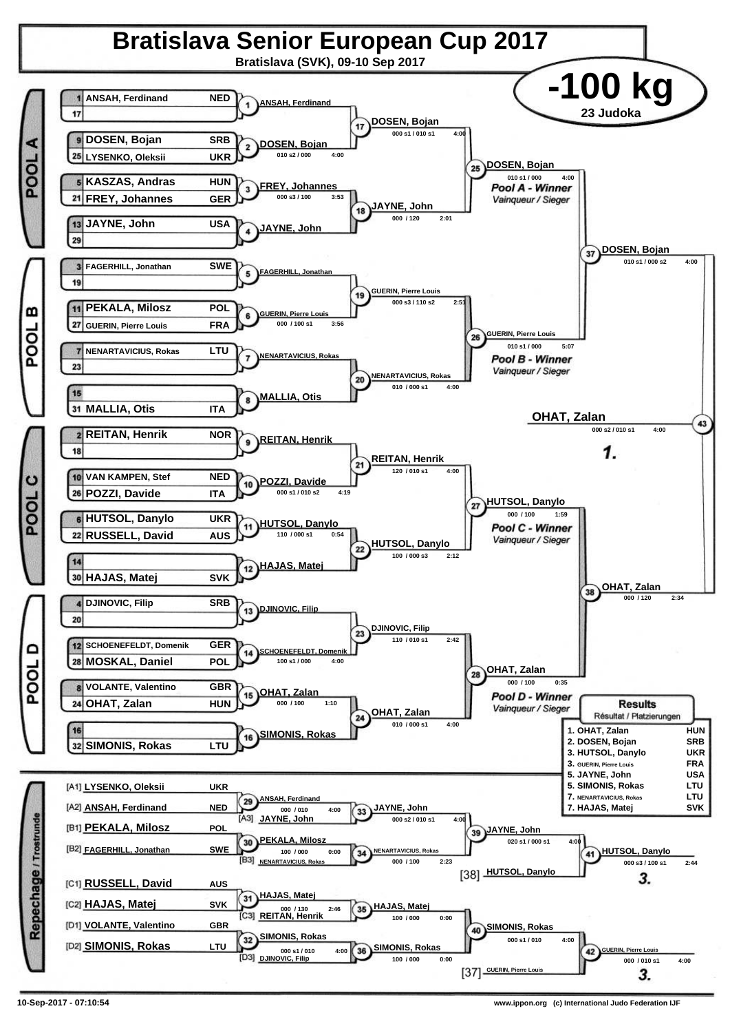# Bratislava Senior European Cup 2017

**Bratislava (SVK), 09-10 Sep 2017**

## -100 kg

**23 Judoka**

## POOL A

| Seed | Name | Country |
|---|---|---|
| 1 | ANSAH, Ferdinand | NED |
| 17 | | |
| 9 | DOSEN, Bojan | SRB |
| 25 | LYSENKO, Oleksii | UKR |
| 5 | KASZAS, Andras | HUN |
| 21 | FREY, Johannes | GER |
| 13 | JAYNE, John | USA |
| 29 | | |

- (1) ANSAH, Ferdinand
- (2) DOSEN, Bojan — 010 s2 / 000 — 4:00
- (3) FREY, Johannes — 000 s3 / 100 — 3:53
- (4) JAYNE, John
- (17) DOSEN, Bojan — 000 s1 / 010 s1 — 4:00
- (18) JAYNE, John — 000 / 120 — 2:01
- (25) DOSEN, Bojan — 010 s1 / 000 — 4:00 — *Pool A - Winner* / *Vainqueur / Sieger*

## POOL B

| Seed | Name | Country |
|---|---|---|
| 3 | FAGERHILL, Jonathan | SWE |
| 19 | | |
| 11 | PEKALA, Milosz | POL |
| 27 | GUERIN, Pierre Louis | FRA |
| 7 | NENARTAVICIUS, Rokas | LTU |
| 23 | | |
| 15 | | |
| 31 | MALLIA, Otis | ITA |

- (5) FAGERHILL, Jonathan
- (6) GUERIN, Pierre Louis — 000 / 100 s1 — 3:56
- (7) NENARTAVICIUS, Rokas
- (8) MALLIA, Otis
- (19) GUERIN, Pierre Louis — 000 s3 / 110 s2 — 2:51
- (20) NENARTAVICIUS, Rokas — 010 / 000 s1 — 4:00
- (26) GUERIN, Pierre Louis — 010 s1 / 000 — 5:07 — *Pool B - Winner* / *Vainqueur / Sieger*

## POOL C

| Seed | Name | Country |
|---|---|---|
| 2 | REITAN, Henrik | NOR |
| 18 | | |
| 10 | VAN KAMPEN, Stef | NED |
| 26 | POZZI, Davide | ITA |
| 6 | HUTSOL, Danylo | UKR |
| 22 | RUSSELL, David | AUS |
| 14 | | |
| 30 | HAJAS, Matej | SVK |

- (9) REITAN, Henrik
- (10) POZZI, Davide — 000 s1 / 010 s2 — 4:19
- (11) HUTSOL, Danylo — 110 / 000 s1 — 0:54
- (12) HAJAS, Matej
- (21) REITAN, Henrik — 120 / 010 s1 — 4:00
- (22) HUTSOL, Danylo — 100 / 000 s3 — 2:12
- (27) HUTSOL, Danylo — 000 / 100 — 1:59 — *Pool C - Winner* / *Vainqueur / Sieger*

## POOL D

| Seed | Name | Country |
|---|---|---|
| 4 | DJINOVIC, Filip | SRB |
| 20 | | |
| 12 | SCHOENEFELDT, Domenik | GER |
| 28 | MOSKAL, Daniel | POL |
| 8 | VOLANTE, Valentino | GBR |
| 24 | OHAT, Zalan | HUN |
| 16 | | |
| 32 | SIMONIS, Rokas | LTU |

- (13) DJINOVIC, Filip
- (14) SCHOENEFELDT, Domenik — 100 s1 / 000 — 4:00
- (15) OHAT, Zalan — 000 / 100 — 1:10
- (16) SIMONIS, Rokas
- (23) DJINOVIC, Filip — 110 / 010 s1 — 2:42
- (24) OHAT, Zalan — 010 / 000 s1 — 4:00
- (28) OHAT, Zalan — 000 / 100 — 0:35 — *Pool D - Winner* / *Vainqueur / Sieger*

## Semi-finals and Final

- (37) DOSEN, Bojan — 010 s1 / 000 s2 — 4:00
- (38) OHAT, Zalan — 000 / 120 — 2:34
- (43) OHAT, Zalan — 000 s2 / 010 s1 — 4:00 — **1.**

## Repechage / Trostrunde

| Pos | Name | Country |
|---|---|---|
| [A1] | LYSENKO, Oleksii | UKR |
| [A2] | ANSAH, Ferdinand | NED |
| [B1] | PEKALA, Milosz | POL |
| [B2] | FAGERHILL, Jonathan | SWE |
| [C1] | RUSSELL, David | AUS |
| [C2] | HAJAS, Matej | SVK |
| [D1] | VOLANTE, Valentino | GBR |
| [D2] | SIMONIS, Rokas | LTU |

- (29) ANSAH, Ferdinand — 000 / 010 — 4:00
- (30) PEKALA, Milosz — 100 / 000 — 0:00
- (31) HAJAS, Matej — 000 / 130 — 2:46
- (32) SIMONIS, Rokas — 000 s1 / 010 — 4:00
- (33) JAYNE, John [A3] — 000 s2 / 010 s1 — 4:00
- (34) NENARTAVICIUS, Rokas [B3] — 000 / 100 — 2:23
- (35) HAJAS, Matej [C3: REITAN, Henrik] — 100 / 000 — 0:00
- (36) SIMONIS, Rokas [D3: DJINOVIC, Filip] — 100 / 000 — 0:00
- (39) JAYNE, John — 020 s1 / 000 s1 — 4:00
- (40) SIMONIS, Rokas — 000 s1 / 010 — 4:00
- (41) HUTSOL, Danylo [38] — 000 s3 / 100 s1 — 2:44 — **3.**
- (42) GUERIN, Pierre Louis [37] — 000 / 010 s1 — 4:00 — **3.**

## Results

Résultat / Platzierungen

| Place | Name | Country |
|---|---|---|
| 1. | OHAT, Zalan | HUN |
| 2. | DOSEN, Bojan | SRB |
| 3. | HUTSOL, Danylo | UKR |
| 3. | GUERIN, Pierre Louis | FRA |
| 5. | JAYNE, John | USA |
| 5. | SIMONIS, Rokas | LTU |
| 7. | NENARTAVICIUS, Rokas | LTU |
| 7. | HAJAS, Matej | SVK |

10-Sep-2017 - 07:10:54 — www.ippon.org (c) International Judo Federation IJF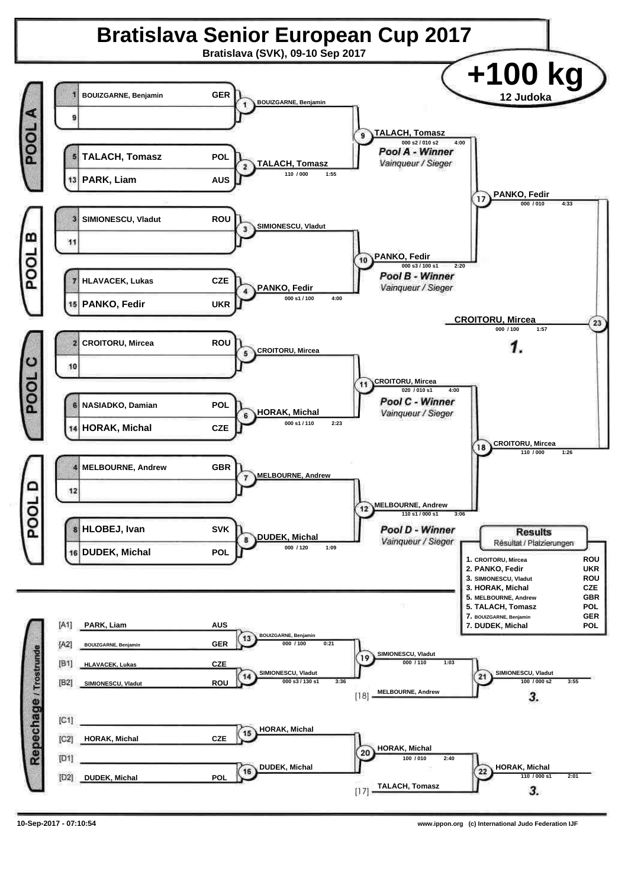# Bratislava Senior European Cup 2017

**Bratislava (SVK), 09-10 Sep 2017**

## +100 kg

**12 Judoka**

### POOL A

| Seed | Name | Country |
|---|---|---|
| 1 | BOUIZGARNE, Benjamin | GER |
| 9 | | |
| 5 | TALACH, Tomasz | POL |
| 13 | PARK, Liam | AUS |

- Contest 1: BOUIZGARNE, Benjamin
- Contest 2: TALACH, Tomasz — 110 / 000 — 1:55
- Contest 9: TALACH, Tomasz — 000 s2 / 010 s2 — 4:00

*Pool A - Winner*
*Vainqueur / Sieger*

### POOL B

| Seed | Name | Country |
|---|---|---|
| 3 | SIMIONESCU, Vladut | ROU |
| 11 | | |
| 7 | HLAVACEK, Lukas | CZE |
| 15 | PANKO, Fedir | UKR |

- Contest 3: SIMIONESCU, Vladut
- Contest 4: PANKO, Fedir — 000 s1 / 100 — 4:00
- Contest 10: PANKO, Fedir — 000 s3 / 100 s1 — 2:20

*Pool B - Winner*
*Vainqueur / Sieger*

- Contest 17: PANKO, Fedir — 000 / 010 — 4:33

### POOL C

| Seed | Name | Country |
|---|---|---|
| 2 | CROITORU, Mircea | ROU |
| 10 | | |
| 6 | NASIADKO, Damian | POL |
| 14 | HORAK, Michal | CZE |

- Contest 5: CROITORU, Mircea
- Contest 6: HORAK, Michal — 000 s1 / 110 — 2:23
- Contest 11: CROITORU, Mircea — 020 / 010 s1 — 4:00

*Pool C - Winner*
*Vainqueur / Sieger*

### POOL D

| Seed | Name | Country |
|---|---|---|
| 4 | MELBOURNE, Andrew | GBR |
| 12 | | |
| 8 | HLOBEJ, Ivan | SVK |
| 16 | DUDEK, Michal | POL |

- Contest 7: MELBOURNE, Andrew
- Contest 8: DUDEK, Michal — 000 / 120 — 1:09
- Contest 12: MELBOURNE, Andrew — 110 s1 / 000 s1 — 3:06

*Pool D - Winner*
*Vainqueur / Sieger*

- Contest 18: CROITORU, Mircea — 110 / 000 — 1:26

### Final

- Contest 23: CROITORU, Mircea — 000 / 100 — 1:57

**1.**

### Repechage / Trostrunde

| Pos | Name | Country |
|---|---|---|
| [A1] | PARK, Liam | AUS |
| [A2] | BOUIZGARNE, Benjamin | GER |
| [B1] | HLAVACEK, Lukas | CZE |
| [B2] | SIMIONESCU, Vladut | ROU |
| [C1] | | |
| [C2] | HORAK, Michal | CZE |
| [D1] | | |
| [D2] | DUDEK, Michal | POL |

- Contest 13: BOUIZGARNE, Benjamin — 000 / 100 — 0:21
- Contest 14: SIMIONESCU, Vladut — 000 s3 / 130 s1 — 3:36
- Contest 19: SIMIONESCU, Vladut — 000 / 110 — 1:03
- [18] MELBOURNE, Andrew
- Contest 21: SIMIONESCU, Vladut — 100 / 000 s2 — 3:55 — **3.**
- Contest 15: HORAK, Michal
- Contest 16: DUDEK, Michal
- Contest 20: HORAK, Michal — 100 / 010 — 2:40
- [17] TALACH, Tomasz
- Contest 22: HORAK, Michal — 110 / 000 s1 — 2:01 — **3.**

### Results
Résultat / Platzierungen

| Place | Name | Country |
|---|---|---|
| 1. | CROITORU, Mircea | ROU |
| 2. | PANKO, Fedir | UKR |
| 3. | SIMIONESCU, Vladut | ROU |
| 3. | HORAK, Michal | CZE |
| 5. | MELBOURNE, Andrew | GBR |
| 5. | TALACH, Tomasz | POL |
| 7. | BOUIZGARNE, Benjamin | GER |
| 7. | DUDEK, Michal | POL |

10-Sep-2017 - 07:10:54

www.ippon.org (c) International Judo Federation IJF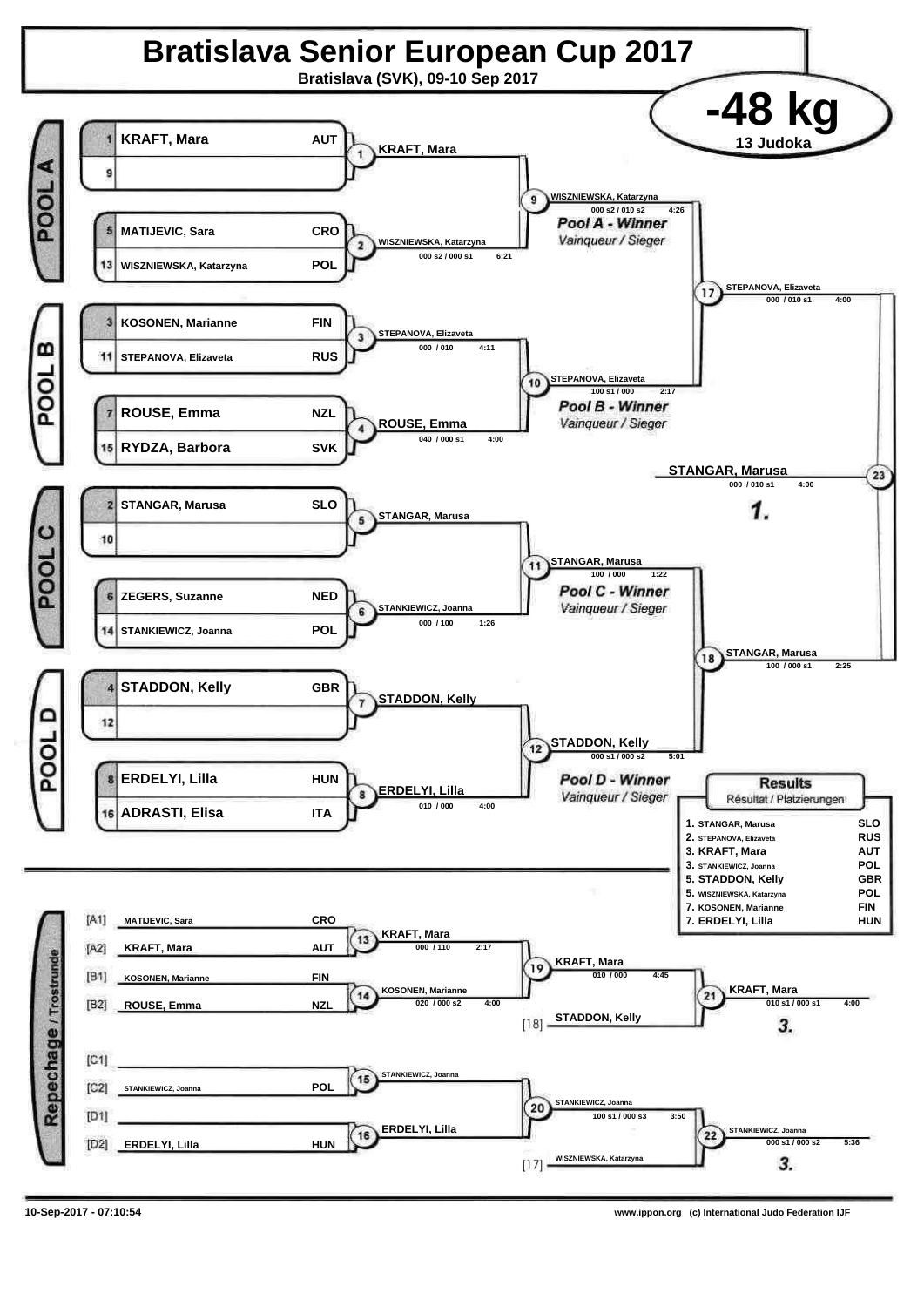# Bratislava Senior European Cup 2017

**Bratislava (SVK), 09-10 Sep 2017**

## -48 kg

**13 Judoka**

### POOL A

| Seed | Name | Country |
|---|---|---|
| 1 | KRAFT, Mara | AUT |
| 9 | | |
| 5 | MATIJEVIC, Sara | CRO |
| 13 | WISZNIEWSKA, Katarzyna | POL |

- Match 1: KRAFT, Mara
- Match 2: WISZNIEWSKA, Katarzyna — 000 s2 / 000 s1 — 6:21
- Match 9: WISZNIEWSKA, Katarzyna — 000 s2 / 010 s2 — 4:26

*Pool A - Winner* / Vainqueur / Sieger

### POOL B

| Seed | Name | Country |
|---|---|---|
| 3 | KOSONEN, Marianne | FIN |
| 11 | STEPANOVA, Elizaveta | RUS |
| 7 | ROUSE, Emma | NZL |
| 15 | RYDZA, Barbora | SVK |

- Match 3: STEPANOVA, Elizaveta — 000 / 010 — 4:11
- Match 4: ROUSE, Emma — 040 / 000 s1 — 4:00
- Match 10: STEPANOVA, Elizaveta — 100 s1 / 000 — 2:17

*Pool B - Winner* / Vainqueur / Sieger

- Match 17: STEPANOVA, Elizaveta — 000 / 010 s1 — 4:00

### POOL C

| Seed | Name | Country |
|---|---|---|
| 2 | STANGAR, Marusa | SLO |
| 10 | | |
| 6 | ZEGERS, Suzanne | NED |
| 14 | STANKIEWICZ, Joanna | POL |

- Match 5: STANGAR, Marusa
- Match 6: STANKIEWICZ, Joanna — 000 / 100 — 1:26
- Match 11: STANGAR, Marusa — 100 / 000 — 1:22

*Pool C - Winner* / Vainqueur / Sieger

### POOL D

| Seed | Name | Country |
|---|---|---|
| 4 | STADDON, Kelly | GBR |
| 12 | | |
| 8 | ERDELYI, Lilla | HUN |
| 16 | ADRASTI, Elisa | ITA |

- Match 7: STADDON, Kelly
- Match 8: ERDELYI, Lilla — 010 / 000 — 4:00
- Match 12: STADDON, Kelly — 000 s1 / 000 s2 — 5:01

*Pool D - Winner* / Vainqueur / Sieger

- Match 18: STANGAR, Marusa — 100 / 000 s1 — 2:25

### Final

- Match 23: STANGAR, Marusa — 000 / 010 s1 — 4:00 — **1.**

### Repechage / Trostrunde

| Pos | Name | Country |
|---|---|---|
| [A1] | MATIJEVIC, Sara | CRO |
| [A2] | KRAFT, Mara | AUT |
| [B1] | KOSONEN, Marianne | FIN |
| [B2] | ROUSE, Emma | NZL |
| [C1] | | |
| [C2] | STANKIEWICZ, Joanna | POL |
| [D1] | | |
| [D2] | ERDELYI, Lilla | HUN |

- Match 13: KRAFT, Mara — 000 / 110 — 2:17
- Match 14: KOSONEN, Marianne — 020 / 000 s2 — 4:00
- Match 19: KRAFT, Mara — 010 / 000 — 4:45
- [18] STADDON, Kelly
- Match 21: KRAFT, Mara — 010 s1 / 000 s1 — 4:00 — **3.**
- Match 15: STANKIEWICZ, Joanna
- Match 16: ERDELYI, Lilla
- Match 20: STANKIEWICZ, Joanna — 100 s1 / 000 s3 — 3:50
- [17] WISZNIEWSKA, Katarzyna
- Match 22: STANKIEWICZ, Joanna — 000 s1 / 000 s2 — 5:36 — **3.**

### Results

Résultat / Platzierungen

| Place | Name | Country |
|---|---|---|
| 1. | STANGAR, Marusa | SLO |
| 2. | STEPANOVA, Elizaveta | RUS |
| 3. | KRAFT, Mara | AUT |
| 3. | STANKIEWICZ, Joanna | POL |
| 5. | STADDON, Kelly | GBR |
| 5. | WISZNIEWSKA, Katarzyna | POL |
| 7. | KOSONEN, Marianne | FIN |
| 7. | ERDELYI, Lilla | HUN |

10-Sep-2017 - 07:10:54

www.ippon.org (c) International Judo Federation IJF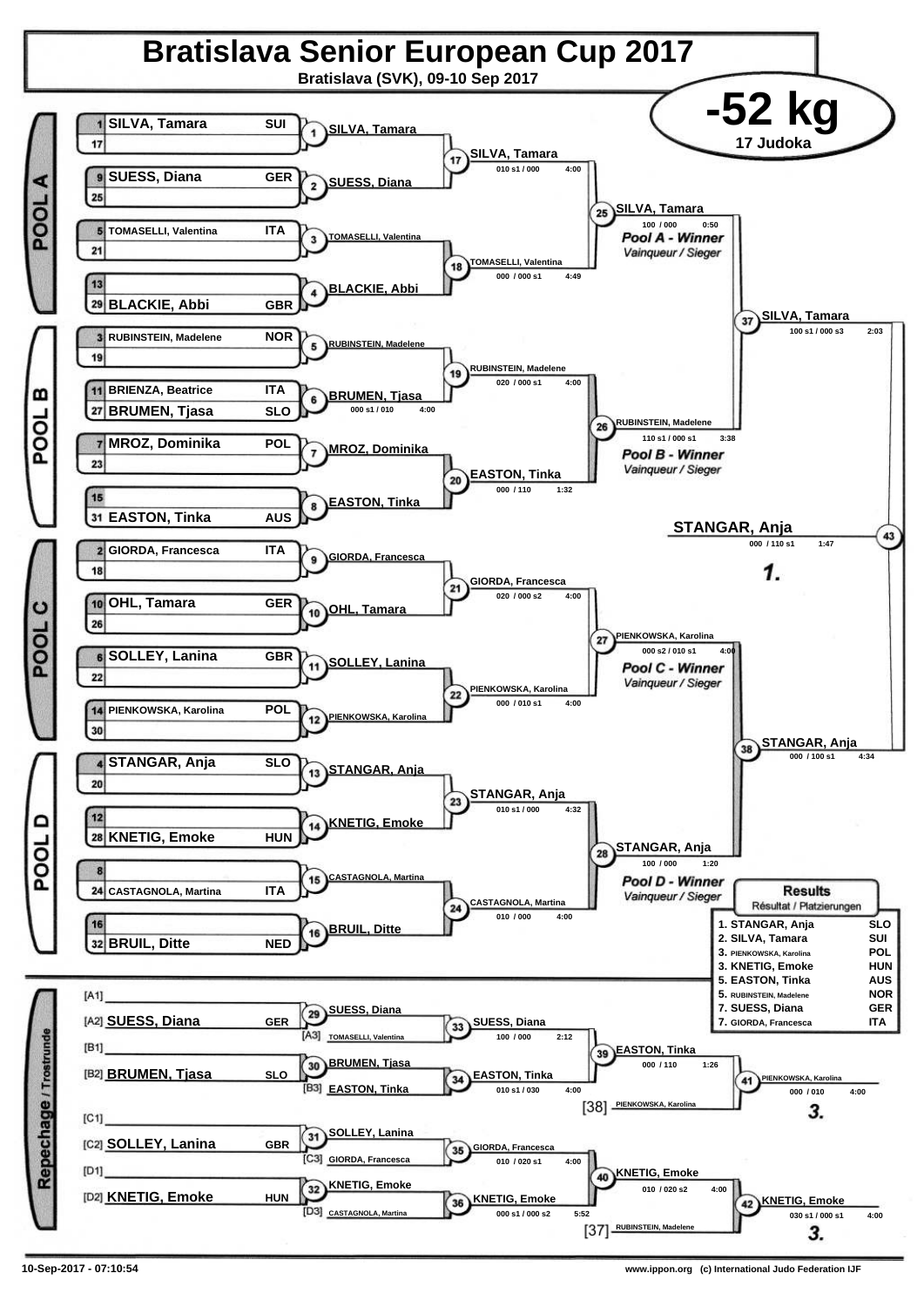# Bratislava Senior European Cup 2017

**Bratislava (SVK), 09-10 Sep 2017**

## -52 kg

**17 Judoka**

### POOL A

| Seed | Name | Nation |
|---|---|---|
| 1 | SILVA, Tamara | SUI |
| 17 | | |
| 9 | SUESS, Diana | GER |
| 25 | | |
| 5 | TOMASELLI, Valentina | ITA |
| 21 | | |
| 13 | | |
| 29 | BLACKIE, Abbi | GBR |

- (1) SILVA, Tamara
- (2) SUESS, Diana
- (3) TOMASELLI, Valentina
- (4) BLACKIE, Abbi
- (17) SILVA, Tamara — 010 s1 / 000 — 4:00
- (18) TOMASELLI, Valentina — 000 / 000 s1 — 4:49
- (25) SILVA, Tamara — 100 / 000 — 0:50 — *Pool A - Winner* / *Vainqueur / Sieger*

### POOL B

| Seed | Name | Nation |
|---|---|---|
| 3 | RUBINSTEIN, Madelene | NOR |
| 19 | | |
| 11 | BRIENZA, Beatrice | ITA |
| 27 | BRUMEN, Tjasa | SLO |
| 7 | MROZ, Dominika | POL |
| 23 | | |
| 15 | | |
| 31 | EASTON, Tinka | AUS |

- (5) RUBINSTEIN, Madelene
- (6) BRUMEN, Tjasa — 000 s1 / 010 — 4:00
- (7) MROZ, Dominika
- (8) EASTON, Tinka
- (19) RUBINSTEIN, Madelene — 020 / 000 s1 — 4:00
- (20) EASTON, Tinka — 000 / 110 — 1:32
- (26) RUBINSTEIN, Madelene — 110 s1 / 000 s1 — 3:38 — *Pool B - Winner* / *Vainqueur / Sieger*

### POOL C

| Seed | Name | Nation |
|---|---|---|
| 2 | GIORDA, Francesca | ITA |
| 18 | | |
| 10 | OHL, Tamara | GER |
| 26 | | |
| 6 | SOLLEY, Lanina | GBR |
| 22 | | |
| 14 | PIENKOWSKA, Karolina | POL |
| 30 | | |

- (9) GIORDA, Francesca
- (10) OHL, Tamara
- (11) SOLLEY, Lanina
- (12) PIENKOWSKA, Karolina
- (21) GIORDA, Francesca — 020 / 000 s2 — 4:00
- (22) PIENKOWSKA, Karolina — 000 / 010 s1 — 4:00
- (27) PIENKOWSKA, Karolina — 000 s2 / 010 s1 — 4:00 — *Pool C - Winner* / *Vainqueur / Sieger*

### POOL D

| Seed | Name | Nation |
|---|---|---|
| 4 | STANGAR, Anja | SLO |
| 20 | | |
| 12 | | |
| 28 | KNETIG, Emoke | HUN |
| 8 | | |
| 24 | CASTAGNOLA, Martina | ITA |
| 16 | | |
| 32 | BRUIL, Ditte | NED |

- (13) STANGAR, Anja
- (14) KNETIG, Emoke
- (15) CASTAGNOLA, Martina
- (16) BRUIL, Ditte
- (23) STANGAR, Anja — 010 s1 / 000 — 4:32
- (24) CASTAGNOLA, Martina — 010 / 000 — 4:00
- (28) STANGAR, Anja — 100 / 000 — 1:20 — *Pool D - Winner* / *Vainqueur / Sieger*

### Semi-finals and Final

- (37) SILVA, Tamara — 100 s1 / 000 s3 — 2:03
- (38) STANGAR, Anja — 000 / 100 s1 — 4:34
- (43) STANGAR, Anja — 000 / 110 s1 — 1:47 — **1.**

### Repechage / Trostrunde

- [A1]
- [A2] SUESS, Diana — GER
- (29) SUESS, Diana
- [A3] TOMASELLI, Valentina
- (33) SUESS, Diana — 100 / 000 — 2:12
- [B1]
- [B2] BRUMEN, Tjasa — SLO
- (30) BRUMEN, Tjasa
- [B3] EASTON, Tinka
- (34) EASTON, Tinka — 010 s1 / 030 — 4:00
- (39) EASTON, Tinka — 000 / 110 — 1:26
- [38] PIENKOWSKA, Karolina
- (41) PIENKOWSKA, Karolina — 000 / 010 — 4:00 — **3.**
- [C1]
- [C2] SOLLEY, Lanina — GBR
- (31) SOLLEY, Lanina
- [C3] GIORDA, Francesca
- (35) GIORDA, Francesca — 010 / 020 s1 — 4:00
- [D1]
- [D2] KNETIG, Emoke — HUN
- (32) KNETIG, Emoke
- [D3] CASTAGNOLA, Martina
- (36) KNETIG, Emoke — 000 s1 / 000 s2 — 5:52
- (40) KNETIG, Emoke — 010 / 020 s2 — 4:00
- [37] RUBINSTEIN, Madelene
- (42) KNETIG, Emoke — 030 s1 / 000 s1 — 4:00 — **3.**

### Results / Résultat / Platzierungen

| Place | Name | Nation |
|---|---|---|
| 1. | STANGAR, Anja | SLO |
| 2. | SILVA, Tamara | SUI |
| 3. | PIENKOWSKA, Karolina | POL |
| 3. | KNETIG, Emoke | HUN |
| 5. | EASTON, Tinka | AUS |
| 5. | RUBINSTEIN, Madelene | NOR |
| 7. | SUESS, Diana | GER |
| 7. | GIORDA, Francesca | ITA |

10-Sep-2017 - 07:10:54

www.ippon.org (c) International Judo Federation IJF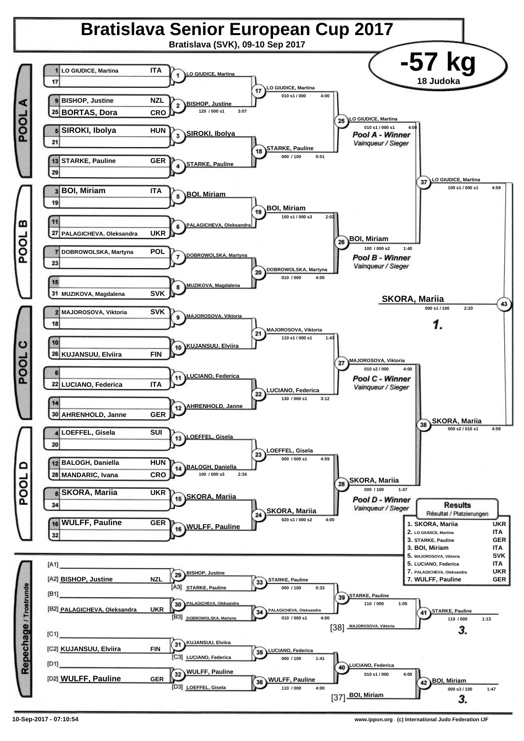# Bratislava Senior European Cup 2017

**Bratislava (SVK), 09-10 Sep 2017**

## -57 kg

**18 Judoka**

### POOL A

| Seed | Name | Nation |
|---|---|---|
| 1 | LO GIUDICE, Martina | ITA |
| 17 | | |
| 9 | BISHOP, Justine | NZL |
| 25 | BORTAS, Dora | CRO |
| 5 | SIROKI, Ibolya | HUN |
| 21 | | |
| 13 | STARKE, Pauline | GER |
| 29 | | |

- (1) LO GIUDICE, Martina
- (2) BISHOP, Justine — 120 / 000 s1 — 3:07
- (3) SIROKI, Ibolya
- (4) STARKE, Pauline
- (17) LO GIUDICE, Martina — 010 s1 / 000 — 4:00
- (18) STARKE, Pauline — 000 / 100 — 0:51
- (25) LO GIUDICE, Martina — 010 s1 / 000 s1 — 4:00 — *Pool A - Winner* / *Vainqueur / Sieger*

### POOL B

| Seed | Name | Nation |
|---|---|---|
| 3 | BOI, Miriam | ITA |
| 19 | | |
| 11 | | |
| 27 | PALAGICHEVA, Oleksandra | UKR |
| 7 | DOBROWOLSKA, Martyna | POL |
| 23 | | |
| 15 | | |
| 31 | MUZIKOVA, Magdalena | SVK |

- (5) BOI, Miriam
- (6) PALAGICHEVA, Oleksandra
- (7) DOBROWOLSKA, Martyna
- (8) MUZIKOVA, Magdalena
- (19) BOI, Miriam — 100 s1 / 000 s3 — 2:02
- (20) DOBROWOLSKA, Martyna — 010 / 000 — 4:00
- (26) BOI, Miriam — 100 / 000 s2 — 1:40 — *Pool B - Winner* / *Vainqueur / Sieger*

### POOL C

| Seed | Name | Nation |
|---|---|---|
| 2 | MAJOROSOVA, Viktoria | SVK |
| 18 | | |
| 10 | | |
| 26 | KUJANSUU, Elviira | FIN |
| 6 | | |
| 22 | LUCIANO, Federica | ITA |
| 14 | | |
| 30 | AHRENHOLD, Janne | GER |

- (9) MAJOROSOVA, Viktoria
- (10) KUJANSUU, Elviira
- (11) LUCIANO, Federica
- (12) AHRENHOLD, Janne
- (21) MAJOROSOVA, Viktoria — 110 s1 / 000 s1 — 1:43
- (22) LUCIANO, Federica — 130 / 000 s1 — 3:12
- (27) MAJOROSOVA, Viktoria — 010 s2 / 000 — 4:00 — *Pool C - Winner* / *Vainqueur / Sieger*

### POOL D

| Seed | Name | Nation |
|---|---|---|
| 4 | LOEFFEL, Gisela | SUI |
| 20 | | |
| 12 | BALOGH, Daniella | HUN |
| 28 | MANDARIC, Ivana | CRO |
| 8 | SKORA, Mariia | UKR |
| 24 | | |
| 16 | WULFF, Pauline | GER |
| 32 | | |

- (13) LOEFFEL, Gisela
- (14) BALOGH, Daniella — 100 / 000 s3 — 2:34
- (15) SKORA, Mariia
- (16) WULFF, Pauline
- (23) LOEFFEL, Gisela — 000 / 000 s1 — 4:59
- (24) SKORA, Mariia — 020 s1 / 000 s2 — 4:00
- (28) SKORA, Mariia — 000 / 100 — 1:47 — *Pool D - Winner* / *Vainqueur / Sieger*

### Semi-finals and Final

- (37) LO GIUDICE, Martina — 100 s1 / 000 s1 — 4:59
- (38) SKORA, Mariia — 000 s2 / 010 s1 — 4:59
- (43) SKORA, Mariia — 000 s1 / 100 — 2:20 — **1.**

### Repechage / Trostrunde

- [A1]
- [A2] BISHOP, Justine — NZL
- (29) BISHOP, Justine
- [A3] STARKE, Pauline
- (33) STARKE, Pauline — 000 / 100 — 0:33
- [B1]
- [B2] PALAGICHEVA, Oleksandra — UKR
- (30) PALAGICHEVA, Oleksandra
- [B3] DOBROWOLSKA, Martyna
- (34) PALAGICHEVA, Oleksandra — 010 / 000 s1 — 4:00
- (39) STARKE, Pauline — 110 / 000 — 1:05
- [38] MAJOROSOVA, Viktoria
- (41) STARKE, Pauline — 110 / 000 — 1:13 — **3.**
- [C1]
- [C2] KUJANSUU, Elviira — FIN
- (31) KUJANSUU, Elviira
- [C3] LUCIANO, Federica
- (35) LUCIANO, Federica — 000 / 100 — 1:41
- [D1]
- [D2] WULFF, Pauline — GER
- (32) WULFF, Pauline
- [D3] LOEFFEL, Gisela
- (36) WULFF, Pauline — 110 / 000 — 4:00
- (40) LUCIANO, Federica — 010 s1 / 000 — 4:00
- [37] BOI, Miriam
- (42) BOI, Miriam — 000 s3 / 100 — 1:47 — **3.**

### Results / Résultat / Platzierungen

| Place | Name | Nation |
|---|---|---|
| 1. | SKORA, Mariia | UKR |
| 2. | LO GIUDICE, Martina | ITA |
| 3. | STARKE, Pauline | GER |
| 3. | BOI, Miriam | ITA |
| 5. | MAJOROSOVA, Viktoria | SVK |
| 5. | LUCIANO, Federica | ITA |
| 7. | PALAGICHEVA, Oleksandra | UKR |
| 7. | WULFF, Pauline | GER |

10-Sep-2017 - 07:10:54 — www.ippon.org (c) International Judo Federation IJF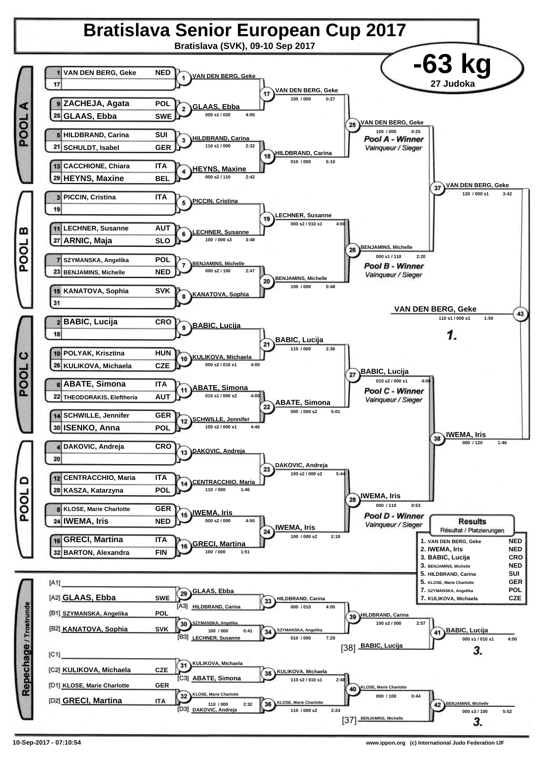# Bratislava Senior European Cup 2017

**Bratislava (SVK), 09-10 Sep 2017**

## -63 kg

**27 Judoka**

### POOL A

| Seed | Name | Nation |
|---|---|---|
| 1 | VAN DEN BERG, Geke | NED |
| 17 | | |
| 9 | ZACHEJA, Agata | POL |
| 25 | GLAAS, Ebba | SWE |
| 5 | HILDBRAND, Carina | SUI |
| 21 | SCHULDT, Isabel | GER |
| 13 | CACCHIONE, Chiara | ITA |
| 29 | HEYNS, Maxine | BEL |

- (1) VAN DEN BERG, Geke
- (2) GLAAS, Ebba — 000 s1 / 020 — 4:00
- (3) HILDBRAND, Carina — 110 s1 / 000 — 2:32
- (4) HEYNS, Maxine — 000 s2 / 110 — 2:42
- (17) VAN DEN BERG, Geke — 100 / 000 — 0:27
- (18) HILDBRAND, Carina — 010 / 000 — 5:10
- (25) VAN DEN BERG, Geke — 100 / 000 — 0:25 — *Pool A - Winner / Vainqueur / Sieger*

### POOL B

| Seed | Name | Nation |
|---|---|---|
| 3 | PICCIN, Cristina | ITA |
| 19 | | |
| 11 | LECHNER, Susanne | AUT |
| 27 | ARNIC, Maja | SLO |
| 7 | SZYMANSKA, Angelika | POL |
| 23 | BENJAMINS, Michelle | NED |
| 15 | KANATOVA, Sophia | SVK |
| 31 | | |

- (5) PICCIN, Cristina
- (6) LECHNER, Susanne — 100 / 000 s3 — 3:48
- (7) BENJAMINS, Michelle — 000 s2 / 100 — 2:47
- (8) KANATOVA, Sophia
- (19) LECHNER, Susanne — 000 s2 / 010 s1 — 4:00
- (20) BENJAMINS, Michelle — 100 / 000 — 0:48
- (26) BENJAMINS, Michelle — 000 s1 / 110 — 2:20 — *Pool B - Winner / Vainqueur / Sieger*

### POOL C

| Seed | Name | Nation |
|---|---|---|
| 2 | BABIC, Lucija | CRO |
| 18 | | |
| 10 | POLYAK, Krisztina | HUN |
| 26 | KULIKOVA, Michaela | CZE |
| 6 | ABATE, Simona | ITA |
| 22 | THEODORAKIS, Eleftheria | AUT |
| 14 | SCHWILLE, Jennifer | GER |
| 30 | ISENKO, Anna | POL |

- (9) BABIC, Lucija
- (10) KULIKOVA, Michaela — 000 s2 / 010 s1 — 4:00
- (11) ABATE, Simona — 010 s1 / 000 s2 — 4:00
- (12) SCHWILLE, Jennifer — 100 s2 / 000 s1 — 4:46
- (21) BABIC, Lucija — 110 / 000 — 2:36
- (22) ABATE, Simona — 000 / 000 s2 — 5:01
- (27) BABIC, Lucija — 010 s2 / 000 s1 — 4:00 — *Pool C - Winner / Vainqueur / Sieger*

### POOL D

| Seed | Name | Nation |
|---|---|---|
| 4 | DAKOVIC, Andreja | CRO |
| 20 | | |
| 12 | CENTRACCHIO, Maria | ITA |
| 28 | KASZA, Katarzyna | POL |
| 8 | KLOSE, Marie Charlotte | GER |
| 24 | IWEMA, Iris | NED |
| 16 | GRECI, Martina | ITA |
| 32 | BARTON, Alexandra | FIN |

- (13) DAKOVIC, Andreja
- (14) CENTRACCHIO, Maria — 110 / 000 — 1:46
- (15) IWEMA, Iris — 000 s2 / 000 — 4:50
- (16) GRECI, Martina — 100 / 000 — 1:51
- (23) DAKOVIC, Andreja — 100 s2 / 000 s2 — 5:44
- (24) IWEMA, Iris — 100 / 000 s2 — 2:18
- (28) IWEMA, Iris — 000 / 110 — 0:53 — *Pool D - Winner / Vainqueur / Sieger*

### Semi-finals and Final

- (37) VAN DEN BERG, Geke — 120 / 000 s1 — 3:42
- (38) IWEMA, Iris — 000 / 120 — 1:46
- (43) VAN DEN BERG, Geke — 110 s1 / 000 s1 — 1:50 — **1.**

### Repechage / Trostrunde

- [A1]
- [A2] GLAAS, Ebba — SWE
- [B1] SZYMANSKA, Angelika — POL
- [B2] KANATOVA, Sophia — SVK
- [C1]
- [C2] KULIKOVA, Michaela — CZE
- [D1] KLOSE, Marie Charlotte — GER
- [D2] GRECI, Martina — ITA

- (29) GLAAS, Ebba
- (30) SZYMANSKA, Angelika — 100 / 000 — 0:41
- (31) KULIKOVA, Michaela
- (32) KLOSE, Marie Charlotte — 110 / 000 — 2:32
- (33) HILDBRAND, Carina [A3] — 000 / 010 — 4:00
- (34) SZYMANSKA, Angelika [vs B3 LECHNER, Susanne] — 010 / 000 — 7:29
- (35) KULIKOVA, Michaela [vs C3 ABATE, Simona] — 110 s2 / 010 s1 — 2:48
- (36) KLOSE, Marie Charlotte [vs D3 DAKOVIC, Andreja] — 110 / 000 s2 — 2:24
- (39) HILDBRAND, Carina — 100 s2 / 000 — 2:57
- (40) KLOSE, Marie Charlotte — 000 / 100 — 0:44
- (41) BABIC, Lucija [38] — 000 s1 / 010 s1 — 4:00 — **3.**
- (42) BENJAMINS, Michelle [37] — 000 s3 / 100 — 5:52 — **3.**

### Results / Résultat / Platzierungen

| Place | Name | Nation |
|---|---|---|
| 1. | VAN DEN BERG, Geke | NED |
| 2. | IWEMA, Iris | NED |
| 3. | BABIC, Lucija | CRO |
| 3. | BENJAMINS, Michelle | NED |
| 5. | HILDBRAND, Carina | SUI |
| 5. | KLOSE, Marie Charlotte | GER |
| 7. | SZYMANSKA, Angelika | POL |
| 7. | KULIKOVA, Michaela | CZE |

10-Sep-2017 - 07:10:54 — www.ippon.org (c) International Judo Federation IJF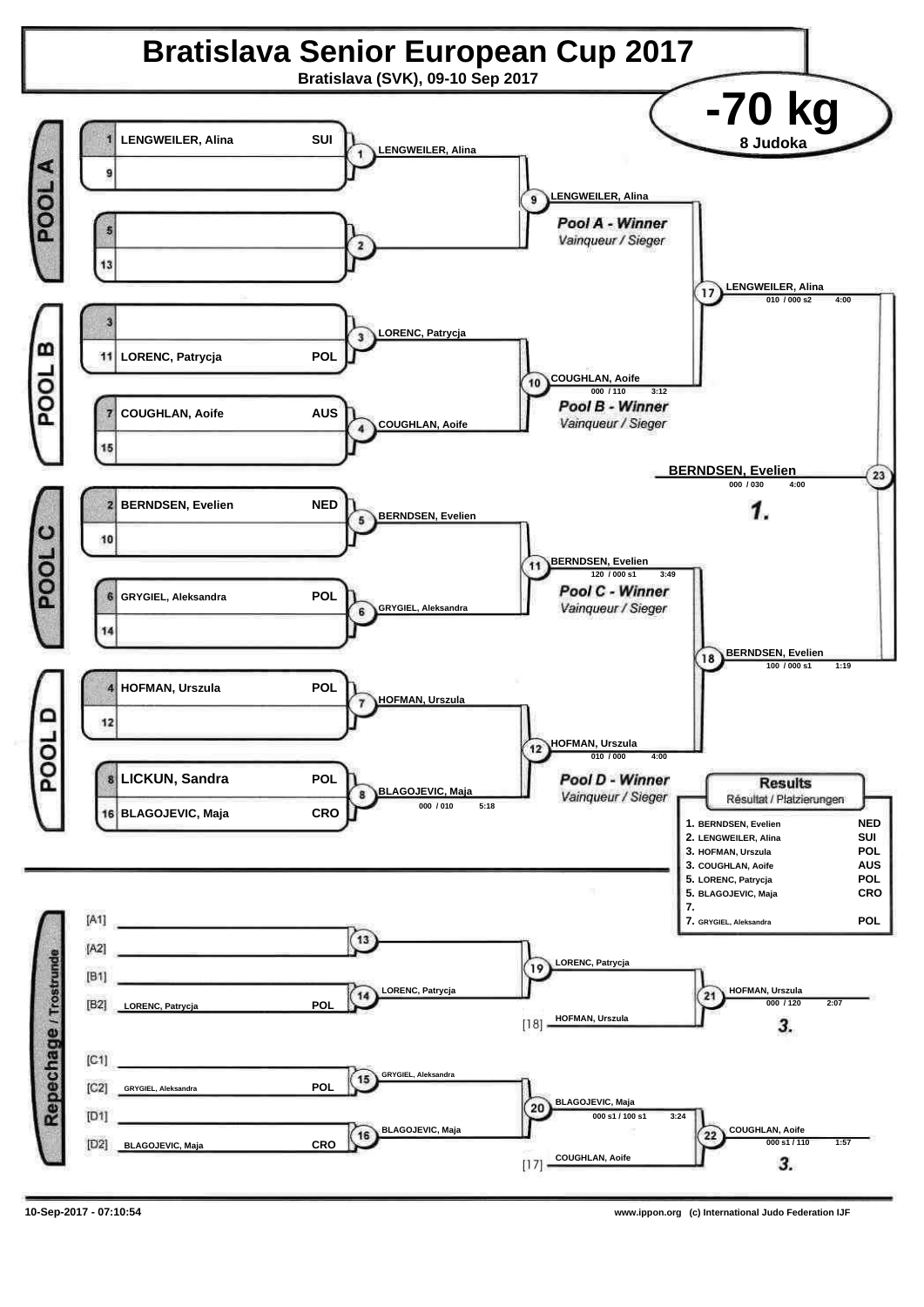# Bratislava Senior European Cup 2017

**Bratislava (SVK), 09-10 Sep 2017**

## -70 kg

**8 Judoka**

### Pool A

| Seed | Name | Country |
|---|---|---|
| 1 | LENGWEILER, Alina | SUI |
| 9 | | |
| 5 | | |
| 13 | | |

- Contest 1: LENGWEILER, Alina
- Contest 2:
- Contest 9: LENGWEILER, Alina — *Pool A - Winner* / *Vainqueur / Sieger*

### Pool B

| Seed | Name | Country |
|---|---|---|
| 3 | | |
| 11 | LORENC, Patrycja | POL |
| 7 | COUGHLAN, Aoife | AUS |
| 15 | | |

- Contest 3: LORENC, Patrycja
- Contest 4: COUGHLAN, Aoife
- Contest 10: COUGHLAN, Aoife (000 / 110, 3:12) — *Pool B - Winner* / *Vainqueur / Sieger*

### Pool C

| Seed | Name | Country |
|---|---|---|
| 2 | BERNDSEN, Evelien | NED |
| 10 | | |
| 6 | GRYGIEL, Aleksandra | POL |
| 14 | | |

- Contest 5: BERNDSEN, Evelien
- Contest 6: GRYGIEL, Aleksandra
- Contest 11: BERNDSEN, Evelien (120 / 000 s1, 3:49) — *Pool C - Winner* / *Vainqueur / Sieger*

### Pool D

| Seed | Name | Country |
|---|---|---|
| 4 | HOFMAN, Urszula | POL |
| 12 | | |
| 8 | LICKUN, Sandra | POL |
| 16 | BLAGOJEVIC, Maja | CRO |

- Contest 7: HOFMAN, Urszula
- Contest 8: BLAGOJEVIC, Maja (000 / 010, 5:18)
- Contest 12: HOFMAN, Urszula (010 / 000, 4:00) — *Pool D - Winner* / *Vainqueur / Sieger*

### Semi-finals and Final

- Contest 17: LENGWEILER, Alina (010 / 000 s2, 4:00)
- Contest 18: BERNDSEN, Evelien (100 / 000 s1, 1:19)
- Contest 23: **BERNDSEN, Evelien** (000 / 030, 4:00) — **1.**

### Repechage / Trostrunde

| Slot | Name | Country |
|---|---|---|
| [A1] | | |
| [A2] | | |
| [B1] | | |
| [B2] | LORENC, Patrycja | POL |
| [C1] | | |
| [C2] | GRYGIEL, Aleksandra | POL |
| [D1] | | |
| [D2] | BLAGOJEVIC, Maja | CRO |

- Contest 13:
- Contest 14: LORENC, Patrycja
- Contest 19: LORENC, Patrycja
- Contest 21: HOFMAN, Urszula [18] vs LORENC, Patrycja — HOFMAN, Urszula (000 / 120, 2:07) — **3.**
- Contest 15: GRYGIEL, Aleksandra
- Contest 16: BLAGOJEVIC, Maja
- Contest 20: BLAGOJEVIC, Maja (000 s1 / 100 s1, 3:24)
- Contest 22: COUGHLAN, Aoife [17] vs BLAGOJEVIC, Maja — COUGHLAN, Aoife (000 s1 / 110, 1:57) — **3.**

### Results / Résultat / Platzierungen

| Place | Name | Country |
|---|---|---|
| 1. | BERNDSEN, Evelien | NED |
| 2. | LENGWEILER, Alina | SUI |
| 3. | HOFMAN, Urszula | POL |
| 3. | COUGHLAN, Aoife | AUS |
| 5. | LORENC, Patrycja | POL |
| 5. | BLAGOJEVIC, Maja | CRO |
| 7. | | |
| 7. | GRYGIEL, Aleksandra | POL |

10-Sep-2017 - 07:10:54

www.ippon.org (c) International Judo Federation IJF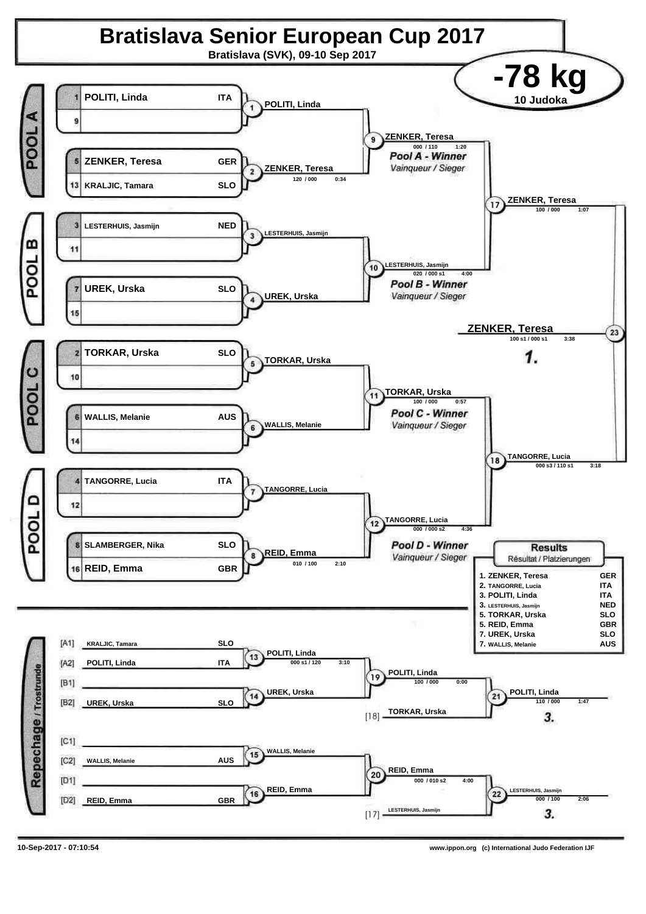# Bratislava Senior European Cup 2017

**Bratislava (SVK), 09-10 Sep 2017**

## -78 kg

**10 Judoka**

### POOL A

| Seed | Name | Nation |
|---|---|---|
| 1 | POLITI, Linda | ITA |
| 9 | | |
| 5 | ZENKER, Teresa | GER |
| 13 | KRALJIC, Tamara | SLO |

- Contest 1: POLITI, Linda
- Contest 2: ZENKER, Teresa — 120 / 000 — 0:34
- Contest 9: ZENKER, Teresa — 000 / 110 — 1:20

*Pool A - Winner* / *Vainqueur / Sieger*

### POOL B

| Seed | Name | Nation |
|---|---|---|
| 3 | LESTERHUIS, Jasmijn | NED |
| 11 | | |
| 7 | UREK, Urska | SLO |
| 15 | | |

- Contest 3: LESTERHUIS, Jasmijn
- Contest 4: UREK, Urska
- Contest 10: LESTERHUIS, Jasmijn — 020 / 000 s1 — 4:00

*Pool B - Winner* / *Vainqueur / Sieger*

### POOL C

| Seed | Name | Nation |
|---|---|---|
| 2 | TORKAR, Urska | SLO |
| 10 | | |
| 6 | WALLIS, Melanie | AUS |
| 14 | | |

- Contest 5: TORKAR, Urska
- Contest 6: WALLIS, Melanie
- Contest 11: TORKAR, Urska — 100 / 000 — 0:57

*Pool C - Winner* / *Vainqueur / Sieger*

### POOL D

| Seed | Name | Nation |
|---|---|---|
| 4 | TANGORRE, Lucia | ITA |
| 12 | | |
| 8 | SLAMBERGER, Nika | SLO |
| 16 | REID, Emma | GBR |

- Contest 7: TANGORRE, Lucia
- Contest 8: REID, Emma — 010 / 100 — 2:10
- Contest 12: TANGORRE, Lucia — 000 / 000 s2 — 4:36

*Pool D - Winner* / *Vainqueur / Sieger*

### Semi-finals and Final

- Contest 17: ZENKER, Teresa — 100 / 000 — 1:07
- Contest 18: TANGORRE, Lucia — 000 s3 / 110 s1 — 3:18
- Contest 23: **ZENKER, Teresa** — 100 s1 / 000 s1 — 3:38 — **1.**

### Repechage / Trostrunde

| Position | Name | Nation |
|---|---|---|
| [A1] | KRALJIC, Tamara | SLO |
| [A2] | POLITI, Linda | ITA |
| [B1] | | |
| [B2] | UREK, Urska | SLO |
| [C1] | | |
| [C2] | WALLIS, Melanie | AUS |
| [D1] | | |
| [D2] | REID, Emma | GBR |

- Contest 13: POLITI, Linda — 000 s1 / 120 — 3:10
- Contest 14: UREK, Urska
- Contest 19: POLITI, Linda — 100 / 000 — 0:00
- [18] TORKAR, Urska
- Contest 21: POLITI, Linda — 110 / 000 — 1:47 — **3.**
- Contest 15: WALLIS, Melanie
- Contest 16: REID, Emma
- Contest 20: REID, Emma — 000 / 010 s2 — 4:00
- [17] LESTERHUIS, Jasmijn
- Contest 22: LESTERHUIS, Jasmijn — 000 / 100 — 2:06 — **3.**

### Results

Résultat / Platzierungen

| Place | Name | Nation |
|---|---|---|
| 1. | ZENKER, Teresa | GER |
| 2. | TANGORRE, Lucia | ITA |
| 3. | POLITI, Linda | ITA |
| 3. | LESTERHUIS, Jasmijn | NED |
| 5. | TORKAR, Urska | SLO |
| 5. | REID, Emma | GBR |
| 7. | UREK, Urska | SLO |
| 7. | WALLIS, Melanie | AUS |

10-Sep-2017 - 07:10:54

www.ippon.org (c) International Judo Federation IJF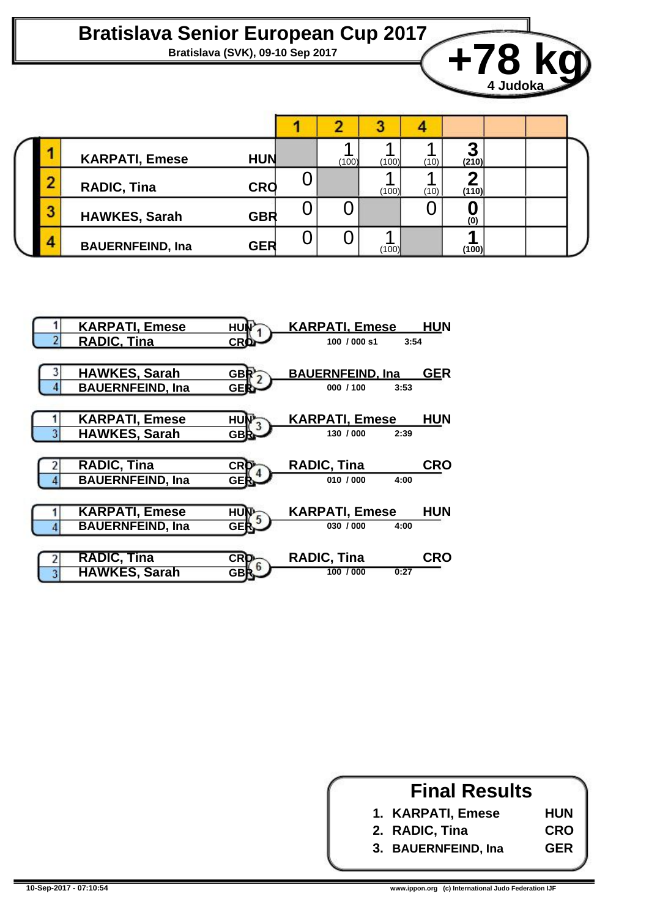# Bratislava Senior European Cup 2017

**Bratislava (SVK), 09-10 Sep 2017**

**+78 kg**
**4 Judoka**

| | | | 1 | 2 | 3 | 4 | | | |
|---|---|---|---|---|---|---|---|---|---|
| 1 | KARPATI, Emese | HUN | | 1 (100) | 1 (100) | 1 (10) | 3 (210) | | |
| 2 | RADIC, Tina | CRO | 0 | | 1 (100) | 1 (10) | 2 (110) | | |
| 3 | HAWKES, Sarah | GBR | 0 | 0 | | 0 | 0 (0) | | |
| 4 | BAUERNFEIND, Ina | GER | 0 | 0 | 1 (100) | | 1 (100) | | |

| Contest | Judoka 1 | Judoka 2 | Winner | Score | Time |
|---|---|---|---|---|---|
| 1 | 1 KARPATI, Emese HUN | 2 RADIC, Tina CRO | KARPATI, Emese HUN | 100 / 000 s1 | 3:54 |
| 2 | 3 HAWKES, Sarah GBR | 4 BAUERNFEIND, Ina GER | BAUERNFEIND, Ina GER | 000 / 100 | 3:53 |
| 3 | 1 KARPATI, Emese HUN | 3 HAWKES, Sarah GBR | KARPATI, Emese HUN | 130 / 000 | 2:39 |
| 4 | 2 RADIC, Tina CRO | 4 BAUERNFEIND, Ina GER | RADIC, Tina CRO | 010 / 000 | 4:00 |
| 5 | 1 KARPATI, Emese HUN | 4 BAUERNFEIND, Ina GER | KARPATI, Emese HUN | 030 / 000 | 4:00 |
| 6 | 2 RADIC, Tina CRO | 3 HAWKES, Sarah GBR | RADIC, Tina CRO | 100 / 000 | 0:27 |

## Final Results

1. KARPATI, Emese HUN
2. RADIC, Tina CRO
3. BAUERNFEIND, Ina GER

10-Sep-2017 - 07:10:54

www.ippon.org (c) International Judo Federation IJF